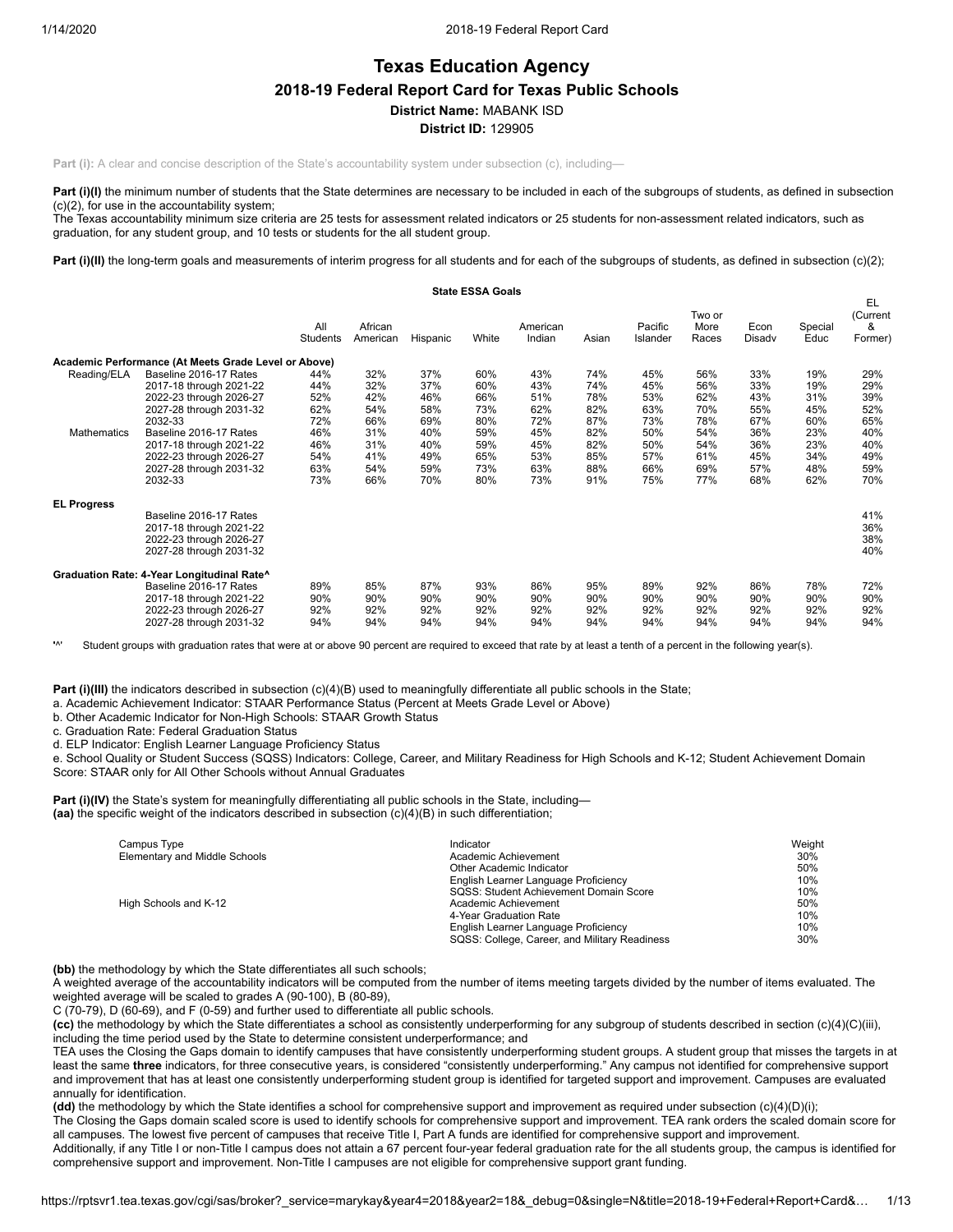# Texas Education Agency

## 2018-19 Federal Report Card for Texas Public Schools

**District Name:** MABANK ISD

**District ID:** 129905

**Part (i):** A clear and concise description of the State's accountability system under subsection (c), including—

**Part (i)(I)** the minimum number of students that the State determines are necessary to be included in each of the subgroups of students, as defined in subsection (c)(2), for use in the accountability system;
The Texas accountability minimum size criteria are 25 tests for assessment related indicators or 25 students for non-assessment related indicators, such as graduation, for any student group, and 10 tests or students for the all student group.

**Part (i)(II)** the long-term goals and measurements of interim progress for all students and for each of the subgroups of students, as defined in subsection (c)(2);

**State ESSA Goals**

| | | All Students | African American | Hispanic | White | American Indian | Asian | Pacific Islander | Two or More Races | Econ Disadv | Special Educ | EL (Current & Former) |
|---|---|---|---|---|---|---|---|---|---|---|---|---|
| **Academic Performance (At Meets Grade Level or Above)** | | | | | | | | | | | | |
| Reading/ELA | Baseline 2016-17 Rates | 44% | 32% | 37% | 60% | 43% | 74% | 45% | 56% | 33% | 19% | 29% |
| | 2017-18 through 2021-22 | 44% | 32% | 37% | 60% | 43% | 74% | 45% | 56% | 33% | 19% | 29% |
| | 2022-23 through 2026-27 | 52% | 42% | 46% | 66% | 51% | 78% | 53% | 62% | 43% | 31% | 39% |
| | 2027-28 through 2031-32 | 62% | 54% | 58% | 73% | 62% | 82% | 63% | 70% | 55% | 45% | 52% |
| | 2032-33 | 72% | 66% | 69% | 80% | 72% | 87% | 73% | 78% | 67% | 60% | 65% |
| Mathematics | Baseline 2016-17 Rates | 46% | 31% | 40% | 59% | 45% | 82% | 50% | 54% | 36% | 23% | 40% |
| | 2017-18 through 2021-22 | 46% | 31% | 40% | 59% | 45% | 82% | 50% | 54% | 36% | 23% | 40% |
| | 2022-23 through 2026-27 | 54% | 41% | 49% | 65% | 53% | 85% | 57% | 61% | 45% | 34% | 49% |
| | 2027-28 through 2031-32 | 63% | 54% | 59% | 73% | 63% | 88% | 66% | 69% | 57% | 48% | 59% |
| | 2032-33 | 73% | 66% | 70% | 80% | 73% | 91% | 75% | 77% | 68% | 62% | 70% |
| **EL Progress** | | | | | | | | | | | | |
| | Baseline 2016-17 Rates | | | | | | | | | | | 41% |
| | 2017-18 through 2021-22 | | | | | | | | | | | 36% |
| | 2022-23 through 2026-27 | | | | | | | | | | | 38% |
| | 2027-28 through 2031-32 | | | | | | | | | | | 40% |
| **Graduation Rate: 4-Year Longitudinal Rate^** | | | | | | | | | | | | |
| | Baseline 2016-17 Rates | 89% | 85% | 87% | 93% | 86% | 95% | 89% | 92% | 86% | 78% | 72% |
| | 2017-18 through 2021-22 | 90% | 90% | 90% | 90% | 90% | 90% | 90% | 90% | 90% | 90% | 90% |
| | 2022-23 through 2026-27 | 92% | 92% | 92% | 92% | 92% | 92% | 92% | 92% | 92% | 92% | 92% |
| | 2027-28 through 2031-32 | 94% | 94% | 94% | 94% | 94% | 94% | 94% | 94% | 94% | 94% | 94% |

'^' Student groups with graduation rates that were at or above 90 percent are required to exceed that rate by at least a tenth of a percent in the following year(s).

**Part (i)(III)** the indicators described in subsection (c)(4)(B) used to meaningfully differentiate all public schools in the State;
a. Academic Achievement Indicator: STAAR Performance Status (Percent at Meets Grade Level or Above)
b. Other Academic Indicator for Non-High Schools: STAAR Growth Status
c. Graduation Rate: Federal Graduation Status
d. ELP Indicator: English Learner Language Proficiency Status
e. School Quality or Student Success (SQSS) Indicators: College, Career, and Military Readiness for High Schools and K-12; Student Achievement Domain Score: STAAR only for All Other Schools without Annual Graduates

**Part (i)(IV)** the State's system for meaningfully differentiating all public schools in the State, including—
**(aa)** the specific weight of the indicators described in subsection (c)(4)(B) in such differentiation;

| Campus Type | Indicator | Weight |
|---|---|---|
| Elementary and Middle Schools | Academic Achievement | 30% |
| | Other Academic Indicator | 50% |
| | English Learner Language Proficiency | 10% |
| | SQSS: Student Achievement Domain Score | 10% |
| High Schools and K-12 | Academic Achievement | 50% |
| | 4-Year Graduation Rate | 10% |
| | English Learner Language Proficiency | 10% |
| | SQSS: College, Career, and Military Readiness | 30% |

**(bb)** the methodology by which the State differentiates all such schools;
A weighted average of the accountability indicators will be computed from the number of items meeting targets divided by the number of items evaluated. The weighted average will be scaled to grades A (90-100), B (80-89),
C (70-79), D (60-69), and F (0-59) and further used to differentiate all public schools.
**(cc)** the methodology by which the State differentiates a school as consistently underperforming for any subgroup of students described in section (c)(4)(C)(iii), including the time period used by the State to determine consistent underperformance; and
TEA uses the Closing the Gaps domain to identify campuses that have consistently underperforming student groups. A student group that misses the targets in at least the same **three** indicators, for three consecutive years, is considered "consistently underperforming." Any campus not identified for comprehensive support and improvement that has at least one consistently underperforming student group is identified for targeted support and improvement. Campuses are evaluated annually for identification.
**(dd)** the methodology by which the State identifies a school for comprehensive support and improvement as required under subsection (c)(4)(D)(i);
The Closing the Gaps domain scaled score is used to identify schools for comprehensive support and improvement. TEA rank orders the scaled domain score for all campuses. The lowest five percent of campuses that receive Title I, Part A funds are identified for comprehensive support and improvement.
Additionally, if any Title I or non-Title I campus does not attain a 67 percent four-year federal graduation rate for the all students group, the campus is identified for comprehensive support and improvement. Non-Title I campuses are not eligible for comprehensive support grant funding.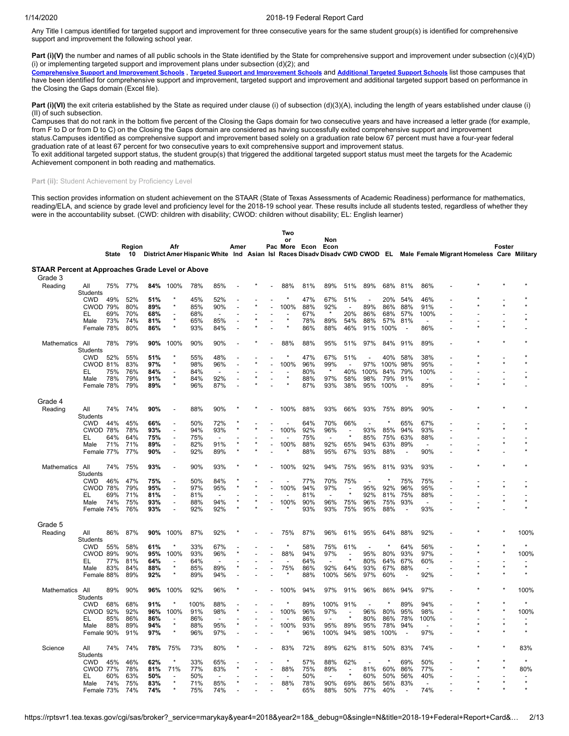Any Title I campus identified for targeted support and improvement for three consecutive years for the same student group(s) is identified for comprehensive support and improvement the following school year.

**Part (i)(V)** the number and names of all public schools in the State identified by the State for comprehensive support and improvement under subsection (c)(4)(D)(i) or implementing targeted support and improvement plans under subsection (d)(2); and

**Comprehensive Support and Improvement Schools** , **Targeted Support and Improvement Schools** and **Additional Targeted Support Schools** list those campuses that have been identified for comprehensive support and improvement, targeted support and improvement and additional targeted support based on performance in the Closing the Gaps domain (Excel file).

**Part (i)(VI)** the exit criteria established by the State as required under clause (i) of subsection (d)(3)(A), including the length of years established under clause (i)(II) of such subsection.

Campuses that do not rank in the bottom five percent of the Closing the Gaps domain for two consecutive years and have increased a letter grade (for example, from F to D or from D to C) on the Closing the Gaps domain are considered as having successfully exited comprehensive support and improvement status.Campuses identified as comprehensive support and improvement based solely on a graduation rate below 67 percent must have a four-year federal graduation rate of at least 67 percent for two consecutive years to exit comprehensive support and improvement status.

To exit additional targeted support status, the student group(s) that triggered the additional targeted support status must meet the targets for the Academic Achievement component in both reading and mathematics.

**Part (ii):** Student Achievement by Proficiency Level

This section provides information on student achievement on the STAAR (State of Texas Assessments of Academic Readiness) performance for mathematics, reading/ELA, and science by grade level and proficiency level for the 2018-19 school year. These results include all students tested, regardless of whether they were in the accountability subset. (CWD: children with disability; CWOD: children without disability; EL: English learner)

| | | State | Region 10 | District | Afr Amer | Hispanic | White | Amer Ind | Asian | Pac Isl | Two or More Races | Econ Disadv | Non Econ Disadv | CWD | CWOD | EL | Male | Female | Migrant | Homeless | Foster Care | Military |
|---|---|---|---|---|---|---|---|---|---|---|---|---|---|---|---|---|---|---|---|---|---|---|
| **STAAR Percent at Approaches Grade Level or Above** | | | | | | | | | | | | | | | | | | | | | | |
| Grade 3 | | | | | | | | | | | | | | | | | | | | | | |
| Reading | All Students | 75% | 77% | **84%** | 100% | 78% | 85% | - | * | - | 88% | 81% | 89% | 51% | 89% | 68% | 81% | 86% | - | * | * | * |
| | CWD | 49% | 52% | **51%** | * | 45% | 52% | - | - | - | * | 47% | 67% | 51% | - | 20% | 54% | 46% | - | * | - | * |
| | CWOD | 79% | 80% | **89%** | * | 85% | 90% | - | * | - | 100% | 88% | 92% | - | 89% | 86% | 88% | 91% | - | * | * | * |
| | EL | 69% | 70% | **68%** | - | 68% | - | - | - | - | - | 67% | * | 20% | 86% | 68% | 57% | 100% | - | - | - | - |
| | Male | 73% | 74% | **81%** | * | 65% | 85% | - | * | - | * | 78% | 89% | 54% | 88% | 57% | 81% | - | - | - | - | * |
| | Female | 78% | 80% | **86%** | * | 93% | 84% | - | * | - | * | 86% | 88% | 46% | 91% | 100% | - | 86% | - | * | * | - |
| Mathematics | All Students | 78% | 79% | **90%** | 100% | 90% | 90% | - | * | - | 88% | 88% | 95% | 51% | 97% | 84% | 91% | 89% | - | * | * | * |
| | CWD | 52% | 55% | **51%** | * | 55% | 48% | - | - | - | * | 47% | 67% | 51% | - | 40% | 58% | 38% | - | * | - | * |
| | CWOD | 81% | 83% | **97%** | * | 98% | 96% | - | * | - | 100% | 96% | 99% | - | 97% | 100% | 98% | 95% | - | * | * | * |
| | EL | 75% | 76% | **84%** | - | 84% | - | - | - | - | - | 80% | * | 40% | 100% | 84% | 79% | 100% | - | - | - | - |
| | Male | 78% | 79% | **91%** | * | 84% | 92% | - | * | - | * | 88% | 97% | 58% | 98% | 79% | 91% | - | - | - | - | * |
| | Female | 78% | 79% | **89%** | * | 96% | 87% | - | * | - | * | 87% | 93% | 38% | 95% | 100% | - | 89% | - | * | * | - |
| Grade 4 | | | | | | | | | | | | | | | | | | | | | | |
| Reading | All Students | 74% | 74% | **90%** | - | 88% | 90% | * | * | - | 100% | 88% | 93% | 66% | 93% | 75% | 89% | 90% | - | * | * | * |
| | CWD | 44% | 45% | **66%** | - | 50% | 72% | * | - | - | - | 64% | 70% | 66% | - | * | 65% | 67% | - | - | - | - |
| | CWOD | 78% | 78% | **93%** | - | 94% | 93% | * | * | - | 100% | 92% | 96% | - | 93% | 85% | 94% | 93% | - | * | * | * |
| | EL | 64% | 64% | **75%** | - | 75% | - | - | - | - | - | 75% | - | * | 85% | 75% | 63% | 88% | - | - | - | - |
| | Male | 71% | 71% | **89%** | - | 82% | 91% | * | * | - | 100% | 88% | 92% | 65% | 94% | 63% | 89% | - | - | - | * | * |
| | Female | 77% | 77% | **90%** | - | 92% | 89% | * | * | - | * | 88% | 95% | 67% | 93% | 88% | - | 90% | - | * | - | * |
| Mathematics | All Students | 74% | 75% | **93%** | - | 90% | 93% | * | * | - | 100% | 92% | 94% | 75% | 95% | 81% | 93% | 93% | - | * | * | * |
| | CWD | 46% | 47% | **75%** | - | 50% | 84% | * | - | - | - | 77% | 70% | 75% | - | * | 75% | 75% | - | - | - | - |
| | CWOD | 78% | 79% | **95%** | - | 97% | 95% | * | * | - | 100% | 94% | 97% | - | 95% | 92% | 96% | 95% | - | * | * | * |
| | EL | 69% | 71% | **81%** | - | 81% | - | - | - | - | - | 81% | - | * | 92% | 81% | 75% | 88% | - | - | - | - |
| | Male | 74% | 75% | **93%** | - | 88% | 94% | * | * | - | 100% | 90% | 96% | 75% | 96% | 75% | 93% | - | - | - | * | * |
| | Female | 74% | 76% | **93%** | - | 92% | 92% | * | * | - | * | 93% | 93% | 75% | 95% | 88% | - | 93% | - | * | - | * |
| Grade 5 | | | | | | | | | | | | | | | | | | | | | | |
| Reading | All Students | 86% | 87% | **90%** | 100% | 87% | 92% | * | - | - | 75% | 87% | 96% | 61% | 95% | 64% | 88% | 92% | - | * | * | 100% |
| | CWD | 55% | 58% | **61%** | * | 33% | 67% | - | - | - | * | 58% | 75% | 61% | - | * | 64% | 56% | - | * | * | * |
| | CWOD | 89% | 90% | **95%** | 100% | 93% | 96% | * | - | - | 88% | 94% | 97% | - | 95% | 80% | 93% | 97% | - | * | * | 100% |
| | EL | 77% | 81% | **64%** | - | 64% | - | - | - | - | - | 64% | - | * | 80% | 64% | 67% | 60% | - | - | - | - |
| | Male | 83% | 84% | **88%** | * | 85% | 89% | * | - | - | 75% | 86% | 92% | 64% | 93% | 67% | 88% | - | - | * | * | * |
| | Female | 88% | 89% | **92%** | * | 89% | 94% | - | - | - | * | 88% | 100% | 56% | 97% | 60% | - | 92% | - | * | * | * |
| Mathematics | All Students | 89% | 90% | **96%** | 100% | 92% | 96% | * | - | - | 100% | 94% | 97% | 91% | 96% | 86% | 94% | 97% | - | * | * | 100% |
| | CWD | 68% | 68% | **91%** | * | 100% | 88% | - | - | - | * | 89% | 100% | 91% | - | * | 89% | 94% | - | * | * | * |
| | CWOD | 92% | 92% | **96%** | 100% | 91% | 98% | * | - | - | 100% | 96% | 97% | - | 96% | 80% | 95% | 98% | - | * | * | 100% |
| | EL | 85% | 86% | **86%** | - | 86% | - | - | - | - | - | 86% | - | * | 80% | 86% | 78% | 100% | - | - | - | - |
| | Male | 88% | 89% | **94%** | * | 88% | 95% | * | - | - | 100% | 93% | 95% | 89% | 95% | 78% | 94% | - | - | * | * | * |
| | Female | 90% | 91% | **97%** | * | 96% | 97% | - | - | - | * | 96% | 100% | 94% | 98% | 100% | - | 97% | - | * | * | * |
| Science | All Students | 74% | 74% | **78%** | 75% | 73% | 80% | * | - | - | 83% | 72% | 89% | 62% | 81% | 50% | 83% | 74% | - | * | * | 83% |
| | CWD | 45% | 46% | **62%** | * | 33% | 65% | - | - | - | * | 57% | 88% | 62% | - | * | 69% | 50% | - | * | * | * |
| | CWOD | 77% | 78% | **81%** | 71% | 77% | 83% | * | - | - | 88% | 75% | 89% | - | 81% | 60% | 86% | 77% | - | * | * | 80% |
| | EL | 60% | 63% | **50%** | - | 50% | - | - | - | - | - | 50% | - | * | 60% | 50% | 56% | 40% | - | - | - | - |
| | Male | 74% | 75% | **83%** | * | 71% | 85% | * | - | - | 88% | 78% | 90% | 69% | 86% | 56% | 83% | - | - | * | * | * |
| | Female | 73% | 74% | **74%** | * | 75% | 74% | - | - | - | * | 65% | 88% | 50% | 77% | 40% | - | 74% | - | * | * | * |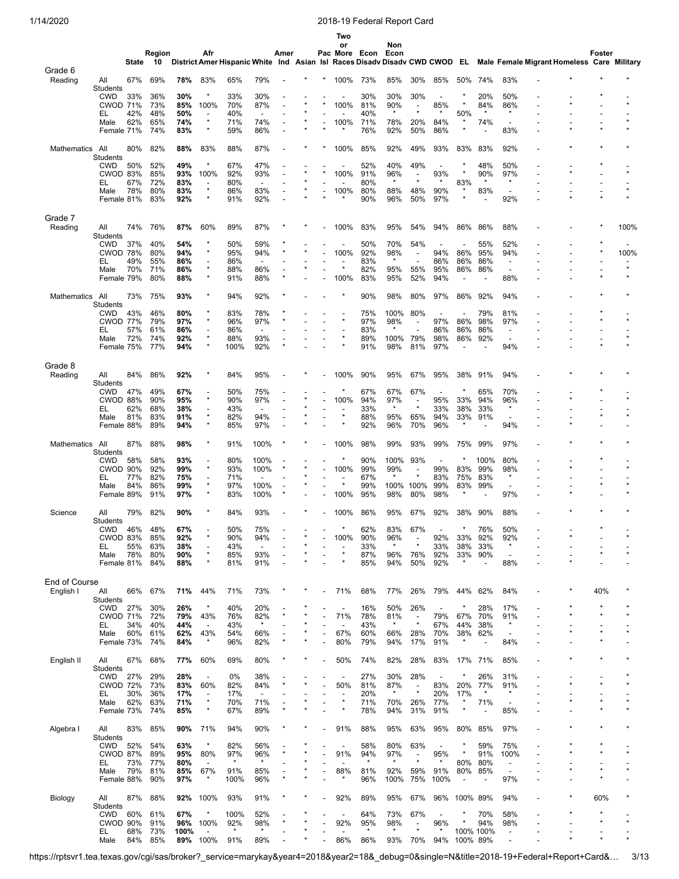| | | State | Region 10 | District | Afr Amer | Hispanic | White | Amer Ind | Asian | Pac Isl | Two or More Races | Econ Disadv | Non Econ Disadv | CWD | CWOD | EL | Male | Female | Migrant | Homeless | Foster Care | Military |
|---|---|---|---|---|---|---|---|---|---|---|---|---|---|---|---|---|---|---|---|---|---|---|
| **Grade 6** | | | | | | | | | | | | | | | | | | | | | | |
| Reading | All Students | 67% | 69% | **78%** | 83% | 65% | 79% | - | * | * | 100% | 73% | 85% | 30% | 85% | 50% | 74% | 83% | - | * | * | * |
| | CWD | 33% | 36% | **30%** | * | 33% | 30% | - | - | - | - | 30% | 30% | 30% | - | * | 20% | 50% | - | - | * | - |
| | CWOD | 71% | 73% | **85%** | 100% | 70% | 87% | - | * | * | 100% | 81% | 90% | - | 85% | * | 84% | 86% | - | * | - | * |
| | EL | 42% | 48% | **50%** | - | 40% | - | - | * | - | - | 40% | * | * | * | 50% | * | * | - | - | - | - |
| | Male | 62% | 65% | **74%** | * | 71% | 74% | - | * | - | 100% | 71% | 78% | 20% | 84% | * | 74% | - | - | - | - | * |
| | Female | 71% | 74% | **83%** | * | 59% | 86% | - | * | * | * | 76% | 92% | 50% | 86% | * | - | 83% | - | * | * | * |
| Mathematics | All Students | 80% | 82% | **88%** | 83% | 88% | 87% | - | * | * | 100% | 85% | 92% | 49% | 93% | 83% | 83% | 92% | - | * | * | * |
| | CWD | 50% | 52% | **49%** | * | 67% | 47% | - | - | - | - | 52% | 40% | 49% | - | * | 48% | 50% | - | - | * | - |
| | CWOD | 83% | 85% | **93%** | 100% | 92% | 93% | - | * | * | 100% | 91% | 96% | - | 93% | * | 90% | 97% | - | * | - | * |
| | EL | 67% | 72% | **83%** | - | 80% | - | - | * | - | - | 80% | * | * | * | 83% | * | * | - | - | - | - |
| | Male | 78% | 80% | **83%** | * | 86% | 83% | - | * | - | 100% | 80% | 88% | 48% | 90% | * | 83% | - | - | - | - | * |
| | Female | 81% | 83% | **92%** | * | 91% | 92% | - | * | * | * | 90% | 96% | 50% | 97% | * | - | 92% | - | * | * | * |
| **Grade 7** | | | | | | | | | | | | | | | | | | | | | | |
| Reading | All Students | 74% | 76% | **87%** | 60% | 89% | 87% | * | * | - | 100% | 83% | 95% | 54% | 94% | 86% | 86% | 88% | - | - | * | 100% |
| | CWD | 37% | 40% | **54%** | * | 50% | 59% | * | - | - | - | 50% | 70% | 54% | - | - | 55% | 52% | - | - | * | - |
| | CWOD | 78% | 80% | **94%** | * | 95% | 94% | * | * | - | 100% | 92% | 98% | - | 94% | 86% | 95% | 94% | - | - | * | 100% |
| | EL | 49% | 55% | **86%** | - | 86% | - | - | - | - | - | 83% | * | - | 86% | 86% | 86% | - | - | - | - | - |
| | Male | 70% | 71% | **86%** | * | 88% | 86% | - | * | - | * | 82% | 95% | 55% | 95% | 86% | 86% | - | - | - | - | * |
| | Female | 79% | 80% | **88%** | * | 91% | 88% | * | - | - | 100% | 83% | 95% | 52% | 94% | - | - | 88% | - | - | * | * |
| Mathematics | All Students | 73% | 75% | **93%** | * | 94% | 92% | * | - | - | * | 90% | 98% | 80% | 97% | 86% | 92% | 94% | - | - | * | * |
| | CWD | 43% | 46% | **80%** | * | 83% | 78% | * | - | - | - | 75% | 100% | 80% | - | - | 79% | 81% | - | - | * | - |
| | CWOD | 77% | 79% | **97%** | * | 96% | 97% | * | - | - | * | 97% | 98% | - | 97% | 86% | 98% | 97% | - | - | * | * |
| | EL | 57% | 61% | **86%** | - | 86% | - | - | - | - | - | 83% | * | - | 86% | 86% | 86% | - | - | - | - | - |
| | Male | 72% | 74% | **92%** | * | 88% | 93% | - | - | - | * | 89% | 100% | 79% | 98% | 86% | 92% | - | - | - | - | * |
| | Female | 75% | 77% | **94%** | * | 100% | 92% | * | - | - | * | 91% | 98% | 81% | 97% | - | - | 94% | - | - | * | * |
| **Grade 8** | | | | | | | | | | | | | | | | | | | | | | |
| Reading | All Students | 84% | 86% | **92%** | * | 84% | 95% | - | * | - | 100% | 90% | 95% | 67% | 95% | 38% | 91% | 94% | - | * | * | * |
| | CWD | 47% | 49% | **67%** | - | 50% | 75% | - | - | - | * | 67% | 67% | 67% | - | * | 65% | 70% | - | - | * | - |
| | CWOD | 88% | 90% | **95%** | * | 90% | 97% | - | * | - | 100% | 94% | 97% | - | 95% | 33% | 94% | 96% | - | * | - | * |
| | EL | 62% | 68% | **38%** | - | 43% | - | - | * | - | - | 33% | * | * | 33% | 38% | 33% | * | - | - | - | - |
| | Male | 81% | 83% | **91%** | * | 82% | 94% | - | * | - | * | 88% | 95% | 65% | 94% | 33% | 91% | - | - | - | * | * |
| | Female | 88% | 89% | **94%** | * | 85% | 97% | - | * | - | * | 92% | 96% | 70% | 96% | * | - | 94% | - | * | - | - |
| Mathematics | All Students | 87% | 88% | **98%** | * | 91% | 100% | * | * | - | 100% | 98% | 99% | 93% | 99% | 75% | 99% | 97% | - | * | * | * |
| | CWD | 58% | 58% | **93%** | - | 80% | 100% | - | - | - | * | 90% | 100% | 93% | - | * | 100% | 80% | - | - | * | - |
| | CWOD | 90% | 92% | **99%** | * | 93% | 100% | * | * | - | 100% | 99% | 99% | - | 99% | 83% | 99% | 98% | - | * | - | * |
| | EL | 77% | 82% | **75%** | - | 71% | - | - | * | - | - | 67% | * | * | 83% | 75% | 83% | * | - | - | - | - |
| | Male | 84% | 86% | **99%** | * | 97% | 100% | - | * | - | * | 99% | 100% | 100% | 99% | 83% | 99% | - | - | - | * | * |
| | Female | 89% | 91% | **97%** | * | 83% | 100% | * | - | - | 100% | 95% | 98% | 80% | 98% | * | - | 97% | - | * | - | * |
| Science | All Students | 79% | 82% | **90%** | * | 84% | 93% | - | * | - | 100% | 86% | 95% | 67% | 92% | 38% | 90% | 88% | - | * | * | * |
| | CWD | 46% | 48% | **67%** | - | 50% | 75% | - | - | - | * | 62% | 83% | 67% | - | * | 76% | 50% | - | - | * | - |
| | CWOD | 83% | 85% | **92%** | * | 90% | 94% | - | * | - | 100% | 90% | 96% | - | 92% | 33% | 92% | 92% | - | * | - | * |
| | EL | 55% | 63% | **38%** | - | 43% | - | - | * | - | - | 33% | * | * | 33% | 38% | 33% | * | - | - | - | - |
| | Male | 78% | 80% | **90%** | * | 85% | 93% | - | * | - | * | 87% | 96% | 76% | 92% | 33% | 90% | - | - | - | * | * |
| | Female | 81% | 84% | **88%** | * | 81% | 91% | - | * | - | * | 85% | 94% | 50% | 92% | * | - | 88% | - | * | - | - |
| **End of Course** | | | | | | | | | | | | | | | | | | | | | | |
| English I | All Students | 66% | 67% | **71%** | 44% | 71% | 73% | * | * | - | 71% | 68% | 77% | 26% | 79% | 44% | 62% | 84% | - | * | 40% | * |
| | CWD | 27% | 30% | **26%** | * | 40% | 20% | - | * | - | - | 16% | 50% | 26% | - | * | 28% | 17% | - | * | * | * |
| | CWOD | 71% | 72% | **79%** | 43% | 76% | 82% | * | * | - | 71% | 78% | 81% | - | 79% | 67% | 70% | 91% | - | * | * | * |
| | EL | 34% | 40% | **44%** | - | 43% | * | - | * | - | - | 43% | * | * | 67% | 44% | 38% | * | - | - | - | - |
| | Male | 60% | 61% | **62%** | 43% | 54% | 66% | - | * | - | 67% | 60% | 66% | 28% | 70% | 38% | 62% | - | - | * | * | * |
| | Female | 73% | 74% | **84%** | * | 96% | 82% | * | * | - | 80% | 79% | 94% | 17% | 91% | * | - | 84% | - | - | * | - |
| English II | All Students | 67% | 68% | **77%** | 60% | 69% | 80% | * | * | - | 50% | 74% | 82% | 28% | 83% | 17% | 71% | 85% | - | * | * | * |
| | CWD | 27% | 29% | **28%** | - | 0% | 38% | - | - | - | - | 27% | 30% | 28% | - | * | 26% | 31% | - | - | - | * |
| | CWOD | 72% | 73% | **83%** | 60% | 82% | 84% | * | * | - | 50% | 81% | 87% | - | 83% | 20% | 77% | 91% | - | * | * | * |
| | EL | 30% | 36% | **17%** | - | 17% | - | - | - | - | - | 20% | * | * | 20% | 17% | * | * | - | - | - | - |
| | Male | 62% | 63% | **71%** | * | 70% | 71% | - | * | - | * | 71% | 70% | 26% | 77% | * | 71% | - | - | * | * | * |
| | Female | 73% | 74% | **85%** | * | 67% | 89% | * | * | - | * | 78% | 94% | 31% | 91% | * | - | 85% | - | - | * | * |
| Algebra I | All Students | 83% | 85% | **90%** | 71% | 94% | 90% | * | * | - | 91% | 88% | 95% | 63% | 95% | 80% | 85% | 97% | - | * | * | * |
| | CWD | 52% | 54% | **63%** | * | 82% | 56% | - | * | - | - | 58% | 80% | 63% | - | * | 59% | 75% | - | * | * | - |
| | CWOD | 87% | 89% | **95%** | 80% | 97% | 96% | * | * | - | 91% | 94% | 97% | - | 95% | * | 91% | 100% | - | * | * | * |
| | EL | 73% | 77% | **80%** | - | * | * | - | * | - | - | * | * | * | * | 80% | 80% | - | - | - | - | - |
| | Male | 79% | 81% | **85%** | 67% | 91% | 85% | - | * | - | 88% | 81% | 92% | 59% | 91% | 80% | 85% | - | - | * | * | * |
| | Female | 88% | 90% | **97%** | * | 100% | 96% | * | * | - | * | 96% | 100% | 75% | 100% | - | - | 97% | - | - | * | - |
| Biology | All Students | 87% | 88% | **92%** | 100% | 93% | 91% | * | * | - | 92% | 89% | 95% | 67% | 96% | 100% | 89% | 94% | - | * | 60% | * |
| | CWD | 60% | 61% | **67%** | * | 100% | 52% | - | * | - | - | 64% | 73% | 67% | - | * | 70% | 58% | - | * | * | - |
| | CWOD | 90% | 91% | **96%** | 100% | 92% | 98% | * | * | - | 92% | 95% | 98% | - | 96% | * | 94% | 98% | - | - | * | * |
| | EL | 68% | 73% | **100%** | - | * | * | - | * | - | - | * | * | * | * | 100% | 100% | - | - | - | - | - |
| | Male | 84% | 85% | **89%** | 100% | 91% | 89% | - | * | - | 86% | 86% | 93% | 70% | 94% | 100% | 89% | - | - | * | * | * |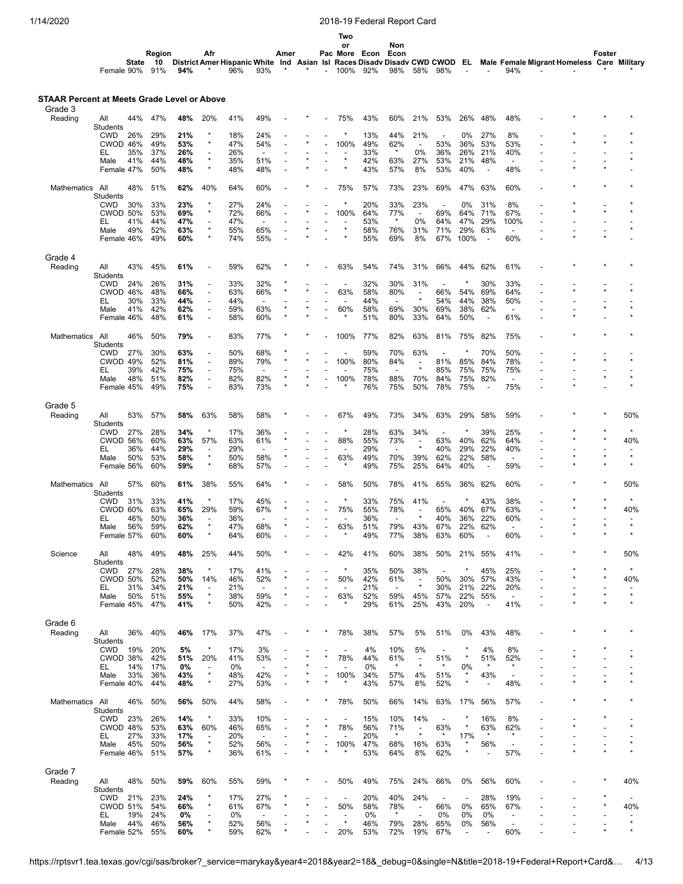| | | State | Region 10 | District | Afr Amer | Hispanic | White | Amer Ind | Asian | Pac Isl | Two or More Races | Econ Disadv | Non Econ Disadv | CWD | CWOD | EL | Male | Female | Migrant | Homeless | Foster Care | Military |
|---|---|---|---|---|---|---|---|---|---|---|---|---|---|---|---|---|---|---|---|---|---|---|
| | Female | 90% | 91% | **94%** | * | 96% | 93% | * | * | - | 100% | 92% | 98% | 58% | 98% | - | - | 94% | - | - | * | * |

## STAAR Percent at Meets Grade Level or Above

| | | State | Region 10 | District | Afr Amer | Hispanic | White | Amer Ind | Asian | Pac Isl | Two or More Races | Econ Disadv | Non Econ Disadv | CWD | CWOD | EL | Male | Female | Migrant | Homeless | Foster Care | Military |
|---|---|---|---|---|---|---|---|---|---|---|---|---|---|---|---|---|---|---|---|---|---|---|
| **Grade 3** | | | | | | | | | | | | | | | | | | | | | | |
| Reading | All Students | 44% | 47% | **48%** | 20% | 41% | 49% | - | * | - | 75% | 43% | 60% | 21% | 53% | 26% | 48% | 48% | - | * | * | * |
| | CWD | 26% | 29% | **21%** | * | 18% | 24% | - | - | - | * | 13% | 44% | 21% | - | 0% | 27% | 8% | - | * | - | * |
| | CWOD | 46% | 49% | **53%** | * | 47% | 54% | - | * | - | 100% | 49% | 62% | - | 53% | 36% | 53% | 53% | - | * | * | * |
| | EL | 35% | 37% | **26%** | - | 26% | - | - | - | - | - | 33% | * | 0% | 36% | 26% | 21% | 40% | - | - | - | - |
| | Male | 41% | 44% | **48%** | * | 35% | 51% | - | * | - | * | 42% | 63% | 27% | 53% | 21% | 48% | - | - | - | - | * |
| | Female | 47% | 50% | **48%** | * | 48% | 48% | - | * | - | * | 43% | 57% | 8% | 53% | 40% | - | 48% | - | * | * | - |
| Mathematics | All Students | 48% | 51% | **62%** | 40% | 64% | 60% | - | * | - | 75% | 57% | 73% | 23% | 69% | 47% | 63% | 60% | - | * | * | * |
| | CWD | 30% | 33% | **23%** | * | 27% | 24% | - | - | - | * | 20% | 33% | 23% | - | 0% | 31% | 8% | - | * | - | * |
| | CWOD | 50% | 53% | **69%** | * | 72% | 66% | - | * | - | 100% | 64% | 77% | - | 69% | 64% | 71% | 67% | - | * | * | * |
| | EL | 41% | 44% | **47%** | - | 47% | - | - | - | - | - | 53% | * | 0% | 64% | 47% | 29% | 100% | - | - | - | - |
| | Male | 49% | 52% | **63%** | * | 55% | 65% | - | * | - | * | 58% | 76% | 31% | 71% | 29% | 63% | - | - | - | - | * |
| | Female | 46% | 49% | **60%** | * | 74% | 55% | - | * | - | * | 55% | 69% | 8% | 67% | 100% | - | 60% | - | * | * | - |
| **Grade 4** | | | | | | | | | | | | | | | | | | | | | | |
| Reading | All Students | 43% | 45% | **61%** | - | 59% | 62% | * | * | - | 63% | 54% | 74% | 31% | 66% | 44% | 62% | 61% | - | * | * | * |
| | CWD | 24% | 26% | **31%** | - | 33% | 32% | * | - | - | - | 32% | 30% | 31% | - | * | 30% | 33% | - | - | - | - |
| | CWOD | 46% | 48% | **66%** | - | 63% | 66% | * | * | - | 63% | 58% | 80% | - | 66% | 54% | 69% | 64% | - | * | * | * |
| | EL | 30% | 33% | **44%** | - | 44% | - | - | - | - | - | 44% | - | * | 54% | 44% | 38% | 50% | - | - | - | - |
| | Male | 41% | 42% | **62%** | - | 59% | 63% | * | * | - | 60% | 58% | 69% | 30% | 69% | 38% | 62% | - | - | - | * | * |
| | Female | 46% | 48% | **61%** | - | 58% | 60% | * | * | - | * | 51% | 80% | 33% | 64% | 50% | - | 61% | - | * | - | * |
| Mathematics | All Students | 46% | 50% | **79%** | - | 83% | 77% | * | * | - | 100% | 77% | 82% | 63% | 81% | 75% | 82% | 75% | - | * | * | * |
| | CWD | 27% | 30% | **63%** | - | 50% | 68% | * | - | - | - | 59% | 70% | 63% | - | * | 70% | 50% | - | - | - | - |
| | CWOD | 49% | 52% | **81%** | - | 89% | 79% | * | * | - | 100% | 80% | 84% | - | 81% | 85% | 84% | 78% | - | * | * | * |
| | EL | 39% | 42% | **75%** | - | 75% | - | - | - | - | - | 75% | - | * | 85% | 75% | 75% | 75% | - | - | - | - |
| | Male | 48% | 51% | **82%** | - | 82% | 82% | * | * | - | 100% | 78% | 88% | 70% | 84% | 75% | 82% | - | - | - | * | * |
| | Female | 45% | 49% | **75%** | - | 83% | 73% | * | * | - | * | 76% | 75% | 50% | 78% | 75% | - | 75% | - | * | - | * |
| **Grade 5** | | | | | | | | | | | | | | | | | | | | | | |
| Reading | All Students | 53% | 57% | **58%** | 63% | 58% | 58% | * | - | - | 67% | 49% | 73% | 34% | 63% | 29% | 58% | 59% | - | * | * | 50% |
| | CWD | 27% | 28% | **34%** | * | 17% | 36% | - | - | - | * | 28% | 63% | 34% | - | * | 39% | 25% | - | * | * | * |
| | CWOD | 56% | 60% | **63%** | 57% | 63% | 61% | * | - | - | 88% | 55% | 73% | - | 63% | 40% | 62% | 64% | - | * | * | 40% |
| | EL | 36% | 44% | **29%** | - | 29% | - | - | - | - | - | 29% | - | * | 40% | 29% | 22% | 40% | - | - | - | - |
| | Male | 50% | 53% | **58%** | * | 50% | 58% | * | - | - | 63% | 49% | 70% | 39% | 62% | 22% | 58% | - | - | * | * | * |
| | Female | 56% | 60% | **59%** | * | 68% | 57% | - | - | - | * | 49% | 75% | 25% | 64% | 40% | - | 59% | - | * | * | * |
| Mathematics | All Students | 57% | 60% | **61%** | 38% | 55% | 64% | * | - | - | 58% | 50% | 78% | 41% | 65% | 36% | 62% | 60% | - | * | * | 50% |
| | CWD | 31% | 33% | **41%** | * | 17% | 45% | - | - | - | * | 33% | 75% | 41% | - | * | 43% | 38% | - | * | * | * |
| | CWOD | 60% | 63% | **65%** | 29% | 59% | 67% | * | - | - | 75% | 55% | 78% | - | 65% | 40% | 67% | 63% | - | * | * | 40% |
| | EL | 46% | 50% | **36%** | - | 36% | - | - | - | - | - | 36% | - | * | 40% | 36% | 22% | 60% | - | - | - | - |
| | Male | 56% | 59% | **62%** | * | 47% | 68% | * | - | - | 63% | 51% | 79% | 43% | 67% | 22% | 62% | - | - | * | * | * |
| | Female | 57% | 60% | **60%** | * | 64% | 60% | - | - | - | * | 49% | 77% | 38% | 63% | 60% | - | 60% | - | * | * | * |
| Science | All Students | 48% | 49% | **48%** | 25% | 44% | 50% | * | - | - | 42% | 41% | 60% | 38% | 50% | 21% | 55% | 41% | - | * | * | 50% |
| | CWD | 27% | 28% | **38%** | * | 17% | 41% | - | - | - | * | 35% | 50% | 38% | - | * | 45% | 25% | - | * | * | * |
| | CWOD | 50% | 52% | **50%** | 14% | 46% | 52% | * | - | - | 50% | 42% | 61% | - | 50% | 30% | 57% | 43% | - | * | * | 40% |
| | EL | 31% | 34% | **21%** | - | 21% | - | - | - | - | - | 21% | - | * | 30% | 21% | 22% | 20% | - | - | - | - |
| | Male | 50% | 51% | **55%** | * | 38% | 59% | * | - | - | 63% | 52% | 59% | 45% | 57% | 22% | 55% | - | - | * | * | * |
| | Female | 45% | 47% | **41%** | * | 50% | 42% | - | - | - | * | 29% | 61% | 25% | 43% | 20% | - | 41% | - | * | * | * |
| **Grade 6** | | | | | | | | | | | | | | | | | | | | | | |
| Reading | All Students | 36% | 40% | **46%** | 17% | 37% | 47% | - | * | * | 78% | 38% | 57% | 5% | 51% | 0% | 43% | 48% | - | * | * | * |
| | CWD | 19% | 20% | **5%** | * | 17% | 3% | - | - | - | - | 4% | 10% | 5% | - | * | 4% | 8% | - | - | * | - |
| | CWOD | 38% | 42% | **51%** | 20% | 41% | 53% | - | * | * | 78% | 44% | 61% | - | 51% | * | 51% | 52% | - | * | - | * |
| | EL | 14% | 17% | **0%** | - | 0% | - | - | * | - | - | 0% | * | * | * | 0% | * | * | - | - | - | - |
| | Male | 33% | 36% | **43%** | * | 48% | 42% | - | * | - | 100% | 34% | 57% | 4% | 51% | * | 43% | - | - | - | - | * |
| | Female | 40% | 44% | **48%** | * | 27% | 53% | - | * | * | * | 43% | 57% | 8% | 52% | * | - | 48% | - | * | * | * |
| Mathematics | All Students | 46% | 50% | **56%** | 50% | 44% | 58% | - | * | * | 78% | 50% | 66% | 14% | 63% | 17% | 56% | 57% | - | * | * | * |
| | CWD | 23% | 26% | **14%** | * | 33% | 10% | - | - | - | - | 15% | 10% | 14% | - | * | 16% | 8% | - | - | * | - |
| | CWOD | 48% | 53% | **63%** | 60% | 46% | 65% | - | * | * | 78% | 56% | 71% | - | 63% | * | 63% | 62% | - | * | - | * |
| | EL | 27% | 33% | **17%** | - | 20% | - | - | * | - | - | 20% | * | * | * | 17% | * | * | - | - | - | - |
| | Male | 45% | 50% | **56%** | * | 52% | 56% | - | * | - | 100% | 47% | 68% | 16% | 63% | * | 56% | - | - | - | - | * |
| | Female | 46% | 51% | **57%** | * | 36% | 61% | - | * | * | * | 53% | 64% | 8% | 62% | * | - | 57% | - | * | * | * |
| **Grade 7** | | | | | | | | | | | | | | | | | | | | | | |
| Reading | All Students | 48% | 50% | **59%** | 60% | 55% | 59% | * | * | - | 50% | 49% | 75% | 24% | 66% | 0% | 56% | 60% | - | - | * | 40% |
| | CWD | 21% | 23% | **24%** | * | 17% | 27% | * | - | - | - | 20% | 40% | 24% | - | - | 28% | 19% | - | - | * | - |
| | CWOD | 51% | 54% | **66%** | * | 61% | 67% | * | * | - | 50% | 58% | 78% | - | 66% | 0% | 65% | 67% | - | - | * | 40% |
| | EL | 19% | 24% | **0%** | - | 0% | - | - | - | - | - | 0% | * | - | 0% | 0% | 0% | - | - | - | - | - |
| | Male | 44% | 46% | **56%** | * | 52% | 56% | - | * | - | * | 46% | 79% | 28% | 65% | 0% | 56% | - | - | - | - | * |
| | Female | 52% | 55% | **60%** | * | 59% | 62% | * | - | - | 20% | 53% | 72% | 19% | 67% | - | - | 60% | - | - | * | * |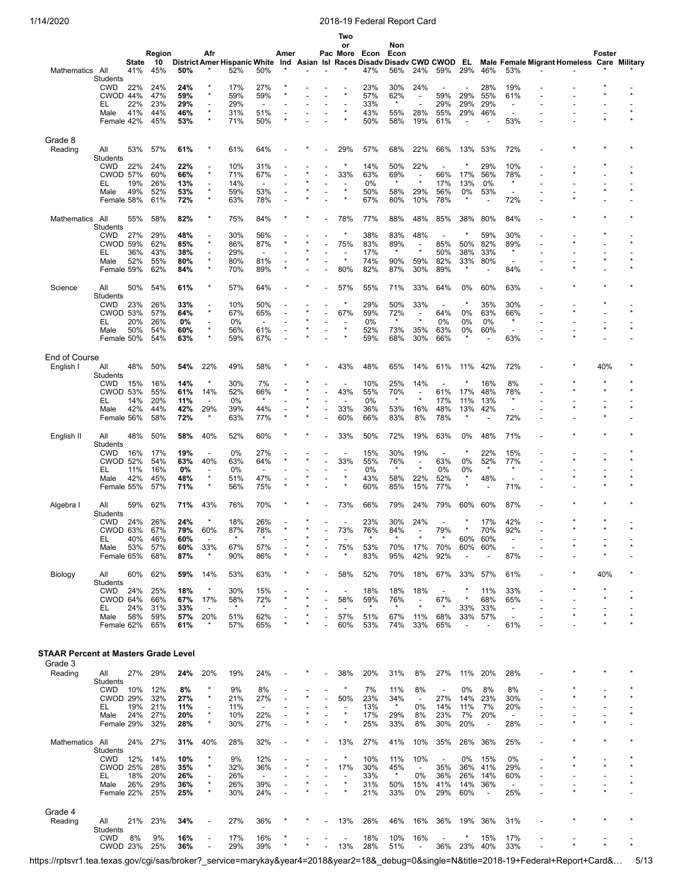| | | State | Region 10 | District | Afr Amer | Hispanic | White | Amer Ind | Asian | Pac Isl | Two or More Races | Econ Disadv | Non Econ Disadv | CWD | CWOD | EL | Male | Female | Migrant | Homeless | Foster Care | Military |
|---|---|---|---|---|---|---|---|---|---|---|---|---|---|---|---|---|---|---|---|---|---|---|
| Mathematics | All Students | 41% | 45% | **50%** | * | 52% | 50% | * | - | - | * | 47% | 56% | 24% | 59% | 29% | 46% | 53% | - | - | * | * |
| | CWD | 22% | 24% | **24%** | * | 17% | 27% | * | - | - | - | 23% | 30% | 24% | - | - | 28% | 19% | - | - | * | - |
| | CWOD | 44% | 47% | **59%** | * | 59% | 59% | * | - | - | * | 57% | 62% | - | 59% | 29% | 55% | 61% | - | - | * | * |
| | EL | 22% | 23% | **29%** | - | 29% | - | - | - | - | - | 33% | * | - | 29% | 29% | 29% | - | - | - | - | - |
| | Male | 41% | 44% | **46%** | * | 31% | 51% | - | - | - | * | 43% | 55% | 28% | 55% | 29% | 46% | - | - | - | - | * |
| | Female | 42% | 45% | **53%** | * | 71% | 50% | * | - | - | * | 50% | 58% | 19% | 61% | - | - | 53% | - | - | * | * |
| **Grade 8** | | | | | | | | | | | | | | | | | | | | | | |
| Reading | All Students | 53% | 57% | **61%** | * | 61% | 64% | - | * | - | 29% | 57% | 68% | 22% | 66% | 13% | 53% | 72% | - | * | * | * |
| | CWD | 22% | 24% | **22%** | - | 10% | 31% | - | - | - | * | 14% | 50% | 22% | - | * | 29% | 10% | - | - | * | - |
| | CWOD | 57% | 60% | **66%** | * | 71% | 67% | - | * | - | 33% | 63% | 69% | - | 66% | 17% | 56% | 78% | - | * | - | * |
| | EL | 19% | 26% | **13%** | - | 14% | - | - | * | - | - | 0% | * | * | 17% | 13% | 0% | * | - | - | - | - |
| | Male | 49% | 52% | **53%** | * | 59% | 53% | - | * | - | * | 50% | 58% | 29% | 56% | 0% | 53% | - | - | - | * | * |
| | Female | 58% | 61% | **72%** | * | 63% | 78% | - | * | - | * | 67% | 80% | 10% | 78% | * | - | 72% | - | * | - | - |
| Mathematics | All Students | 55% | 58% | **82%** | * | 75% | 84% | * | * | - | 78% | 77% | 88% | 48% | 85% | 38% | 80% | 84% | - | * | * | * |
| | CWD | 27% | 29% | **48%** | - | 30% | 56% | - | - | - | * | 38% | 83% | 48% | - | * | 59% | 30% | - | - | * | - |
| | CWOD | 59% | 62% | **85%** | * | 86% | 87% | * | * | - | 75% | 83% | 89% | - | 85% | 50% | 82% | 89% | - | * | - | * |
| | EL | 36% | 43% | **38%** | - | 29% | - | - | * | - | - | 17% | * | * | 50% | 38% | 33% | * | - | - | - | - |
| | Male | 52% | 55% | **80%** | * | 80% | 81% | - | * | - | * | 74% | 90% | 59% | 82% | 33% | 80% | - | - | - | * | * |
| | Female | 59% | 62% | **84%** | * | 70% | 89% | * | - | - | 80% | 82% | 87% | 30% | 89% | * | - | 84% | - | * | - | * |
| Science | All Students | 50% | 54% | **61%** | * | 57% | 64% | - | * | - | 57% | 55% | 71% | 33% | 64% | 0% | 60% | 63% | - | * | * | * |
| | CWD | 23% | 26% | **33%** | - | 10% | 50% | - | - | - | * | 29% | 50% | 33% | - | * | 35% | 30% | - | - | * | - |
| | CWOD | 53% | 57% | **64%** | * | 67% | 65% | - | * | - | 67% | 59% | 72% | - | 64% | 0% | 63% | 66% | - | * | - | * |
| | EL | 20% | 26% | **0%** | - | 0% | - | - | * | - | - | 0% | * | * | 0% | 0% | 0% | * | - | - | - | - |
| | Male | 50% | 54% | **60%** | * | 56% | 61% | - | * | - | * | 52% | 73% | 35% | 63% | 0% | 60% | - | - | - | * | * |
| | Female | 50% | 54% | **63%** | * | 59% | 67% | - | * | - | * | 59% | 68% | 30% | 66% | * | - | 63% | - | * | - | - |
| **End of Course** | | | | | | | | | | | | | | | | | | | | | | |
| English I | All Students | 48% | 50% | **54%** | 22% | 49% | 58% | * | * | - | 43% | 48% | 65% | 14% | 61% | 11% | 42% | 72% | - | * | 40% | * |
| | CWD | 15% | 16% | **14%** | * | 30% | 7% | - | - | - | - | 10% | 25% | 14% | - | * | 16% | 8% | - | * | * | * |
| | CWOD | 53% | 55% | **61%** | 14% | 52% | 66% | * | * | - | 43% | 55% | 70% | - | 61% | 17% | 48% | 78% | - | * | * | * |
| | EL | 14% | 20% | **11%** | - | 0% | * | - | * | - | - | 0% | * | * | 17% | 11% | 13% | * | - | - | - | - |
| | Male | 42% | 44% | **42%** | 29% | 39% | 44% | - | * | - | 33% | 36% | 53% | 16% | 48% | 13% | 42% | - | - | * | * | * |
| | Female | 56% | 58% | **72%** | * | 63% | 77% | * | * | - | 60% | 66% | 83% | 8% | 78% | * | - | 72% | - | - | * | - |
| English II | All Students | 48% | 50% | **58%** | 40% | 52% | 60% | * | * | - | 33% | 50% | 72% | 19% | 63% | 0% | 48% | 71% | - | * | * | * |
| | CWD | 16% | 17% | **19%** | - | 0% | 27% | - | - | - | - | 15% | 30% | 19% | - | * | 22% | 15% | - | - | - | * |
| | CWOD | 52% | 54% | **63%** | 40% | 63% | 64% | * | * | - | 33% | 55% | 76% | - | 63% | 0% | 52% | 77% | - | * | * | * |
| | EL | 11% | 16% | **0%** | - | 0% | - | - | - | - | - | 0% | * | * | 0% | 0% | * | * | - | - | - | - |
| | Male | 42% | 45% | **48%** | * | 51% | 47% | - | * | - | * | 43% | 58% | 22% | 52% | * | 48% | - | - | * | * | * |
| | Female | 55% | 57% | **71%** | * | 56% | 75% | * | * | - | * | 60% | 85% | 15% | 77% | * | - | 71% | - | - | * | * |
| Algebra I | All Students | 59% | 62% | **71%** | 43% | 76% | 70% | * | * | - | 73% | 66% | 79% | 24% | 79% | 60% | 60% | 87% | - | * | * | * |
| | CWD | 24% | 26% | **24%** | * | 18% | 26% | - | * | - | - | 23% | 30% | 24% | - | * | 17% | 42% | - | * | * | - |
| | CWOD | 63% | 67% | **79%** | 60% | 87% | 78% | * | * | - | 73% | 76% | 84% | - | 79% | * | 70% | 92% | - | * | * | * |
| | EL | 40% | 46% | **60%** | - | * | * | - | * | - | - | * | * | * | * | 60% | 60% | - | - | - | - | - |
| | Male | 53% | 57% | **60%** | 33% | 67% | 57% | - | * | - | 75% | 53% | 70% | 17% | 70% | 60% | 60% | - | - | * | * | * |
| | Female | 65% | 68% | **87%** | * | 90% | 86% | * | * | - | * | 83% | 95% | 42% | 92% | - | - | 87% | - | - | * | - |
| Biology | All Students | 60% | 62% | **59%** | 14% | 53% | 63% | * | * | - | 58% | 52% | 70% | 18% | 67% | 33% | 57% | 61% | - | * | 40% | * |
| | CWD | 24% | 25% | **18%** | * | 30% | 15% | - | * | - | - | 18% | 18% | 18% | - | * | 11% | 33% | - | * | * | - |
| | CWOD | 64% | 66% | **67%** | 17% | 58% | 72% | * | * | - | 58% | 59% | 76% | - | 67% | * | 68% | 65% | - | * | * | * |
| | EL | 24% | 31% | **33%** | - | * | * | - | * | - | - | * | * | * | * | 33% | 33% | - | - | - | - | - |
| | Male | 58% | 59% | **57%** | 20% | 51% | 62% | - | * | - | 57% | 51% | 67% | 11% | 68% | 33% | 57% | - | - | * | * | * |
| | Female | 62% | 65% | **61%** | * | 57% | 65% | * | * | - | 60% | 53% | 74% | 33% | 65% | - | - | 61% | - | - | * | * |

**STAAR Percent at Masters Grade Level**

| | | State | Region 10 | District | Afr Amer | Hispanic | White | Amer Ind | Asian | Pac Isl | Two or More Races | Econ Disadv | Non Econ Disadv | CWD | CWOD | EL | Male | Female | Migrant | Homeless | Foster Care | Military |
|---|---|---|---|---|---|---|---|---|---|---|---|---|---|---|---|---|---|---|---|---|---|---|
| **Grade 3** | | | | | | | | | | | | | | | | | | | | | | |
| Reading | All Students | 27% | 29% | **24%** | 20% | 19% | 24% | - | * | - | 38% | 20% | 31% | 8% | 27% | 11% | 20% | 28% | - | * | * | * |
| | CWD | 10% | 12% | **8%** | * | 9% | 8% | - | - | - | * | 7% | 11% | 8% | - | 0% | 8% | 8% | - | * | - | * |
| | CWOD | 29% | 32% | **27%** | * | 21% | 27% | - | * | - | 50% | 23% | 34% | - | 27% | 14% | 23% | 30% | - | * | * | * |
| | EL | 19% | 21% | **11%** | - | 11% | - | - | - | - | - | 13% | * | 0% | 14% | 11% | 7% | 20% | - | - | - | - |
| | Male | 24% | 27% | **20%** | * | 10% | 22% | - | * | - | * | 17% | 29% | 8% | 23% | 7% | 20% | - | - | - | - | * |
| | Female | 29% | 32% | **28%** | * | 30% | 27% | - | * | - | * | 25% | 33% | 8% | 30% | 20% | - | 28% | - | * | * | - |
| Mathematics | All Students | 24% | 27% | **31%** | 40% | 28% | 32% | - | * | - | 13% | 27% | 41% | 10% | 35% | 26% | 36% | 25% | - | * | * | * |
| | CWD | 12% | 14% | **10%** | * | 9% | 12% | - | - | - | * | 10% | 11% | 10% | - | 0% | 15% | 0% | - | * | - | * |
| | CWOD | 25% | 28% | **35%** | * | 32% | 36% | - | * | - | 17% | 30% | 45% | - | 35% | 36% | 41% | 29% | - | * | * | * |
| | EL | 18% | 20% | **26%** | - | 26% | - | - | - | - | - | 33% | * | 0% | 36% | 26% | 14% | 60% | - | - | - | - |
| | Male | 26% | 29% | **36%** | * | 26% | 39% | - | * | - | * | 31% | 50% | 15% | 41% | 14% | 36% | - | - | - | - | * |
| | Female | 22% | 25% | **25%** | * | 30% | 24% | - | * | - | * | 21% | 33% | 0% | 29% | 60% | - | 25% | - | * | * | - |
| **Grade 4** | | | | | | | | | | | | | | | | | | | | | | |
| Reading | All Students | 21% | 23% | **34%** | - | 27% | 36% | * | * | - | 13% | 26% | 46% | 16% | 36% | 19% | 36% | 31% | - | * | * | * |
| | CWD | 8% | 9% | **16%** | - | 17% | 16% | * | - | - | - | 18% | 10% | 16% | - | * | 15% | 17% | - | - | - | - |
| | CWOD | 23% | 25% | **36%** | - | 29% | 39% | * | * | - | 13% | 28% | 51% | - | 36% | 23% | 40% | 33% | - | * | * | * |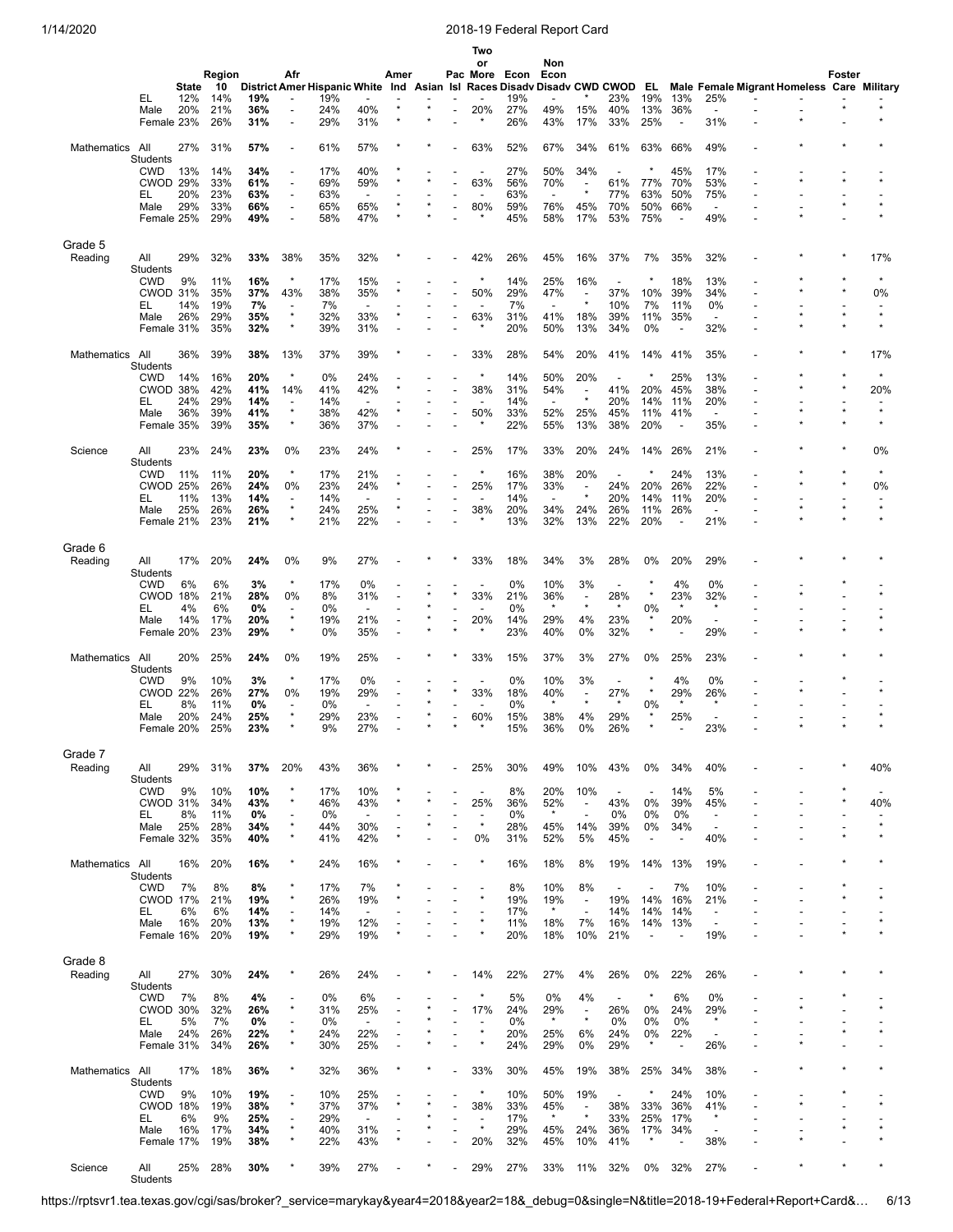| | | State | Region 10 | District | Afr Amer | Hispanic | White | Amer Ind | Asian | Pac Isl | Two or More Races | Econ Disadv | Non Econ Disadv | CWD | CWOD | EL | Male | Female | Migrant | Homeless | Foster Care | Military |
|---|---|---|---|---|---|---|---|---|---|---|---|---|---|---|---|---|---|---|---|---|---|---|
| | EL | 12% | 14% | **19%** | - | 19% | - | - | - | - | - | 19% | - | * | 23% | 19% | 13% | 25% | - | - | - | - |
| | Male | 20% | 21% | **36%** | - | 24% | 40% | * | * | - | 20% | 27% | 49% | 15% | 40% | 13% | 36% | - | - | - | * | * |
| | Female | 23% | 26% | **31%** | - | 29% | 31% | * | * | - | * | 26% | 43% | 17% | 33% | 25% | - | 31% | - | * | - | * |
| Mathematics | All Students | 27% | 31% | **57%** | - | 61% | 57% | * | * | - | 63% | 52% | 67% | 34% | 61% | 63% | 66% | 49% | - | * | * | * |
| | CWD | 13% | 14% | **34%** | - | 17% | 40% | * | - | - | - | 27% | 50% | 34% | - | * | 45% | 17% | - | - | - | - |
| | CWOD | 29% | 33% | **61%** | - | 69% | 59% | * | * | - | 63% | 56% | 70% | - | 61% | 77% | 70% | 53% | - | * | * | * |
| | EL | 20% | 23% | **63%** | - | 63% | - | - | - | - | - | 63% | - | * | 77% | 63% | 50% | 75% | - | - | - | - |
| | Male | 29% | 33% | **66%** | - | 65% | 65% | * | * | - | 80% | 59% | 76% | 45% | 70% | 50% | 66% | - | - | - | * | * |
| | Female | 25% | 29% | **49%** | - | 58% | 47% | * | * | - | * | 45% | 58% | 17% | 53% | 75% | - | 49% | - | * | - | * |
| **Grade 5** Reading | All Students | 29% | 32% | **33%** | 38% | 35% | 32% | * | - | - | 42% | 26% | 45% | 16% | 37% | 7% | 35% | 32% | - | * | * | 17% |
| | CWD | 9% | 11% | **16%** | * | 17% | 15% | - | - | - | * | 14% | 25% | 16% | - | * | 18% | 13% | - | * | * | * |
| | CWOD | 31% | 35% | **37%** | 43% | 38% | 35% | * | - | - | 50% | 29% | 47% | - | 37% | 10% | 39% | 34% | - | * | * | 0% |
| | EL | 14% | 19% | **7%** | - | 7% | - | - | - | - | - | 7% | - | * | 10% | 7% | 11% | 0% | - | - | - | - |
| | Male | 26% | 29% | **35%** | * | 32% | 33% | * | - | - | 63% | 31% | 41% | 18% | 39% | 11% | 35% | - | - | * | * | * |
| | Female | 31% | 35% | **32%** | * | 39% | 31% | - | - | - | * | 20% | 50% | 13% | 34% | 0% | - | 32% | - | * | * | * |
| Mathematics | All Students | 36% | 39% | **38%** | 13% | 37% | 39% | * | - | - | 33% | 28% | 54% | 20% | 41% | 14% | 41% | 35% | - | * | * | 17% |
| | CWD | 14% | 16% | **20%** | * | 0% | 24% | - | - | - | * | 14% | 50% | 20% | - | * | 25% | 13% | - | * | * | * |
| | CWOD | 38% | 42% | **41%** | 14% | 41% | 42% | * | - | - | 38% | 31% | 54% | - | 41% | 20% | 45% | 38% | - | * | * | 20% |
| | EL | 24% | 29% | **14%** | - | 14% | - | - | - | - | - | 14% | - | * | 20% | 14% | 11% | 20% | - | - | - | - |
| | Male | 36% | 39% | **41%** | * | 38% | 42% | * | - | - | 50% | 33% | 52% | 25% | 45% | 11% | 41% | - | - | * | * | * |
| | Female | 35% | 39% | **35%** | * | 36% | 37% | - | - | - | * | 22% | 55% | 13% | 38% | 20% | - | 35% | - | * | * | * |
| Science | All Students | 23% | 24% | **23%** | 0% | 23% | 24% | * | - | - | 25% | 17% | 33% | 20% | 24% | 14% | 26% | 21% | - | * | * | 0% |
| | CWD | 11% | 11% | **20%** | * | 17% | 21% | - | - | - | * | 16% | 38% | 20% | - | * | 24% | 13% | - | * | * | * |
| | CWOD | 25% | 26% | **24%** | 0% | 23% | 24% | * | - | - | 25% | 17% | 33% | - | 24% | 20% | 26% | 22% | - | * | * | 0% |
| | EL | 11% | 13% | **14%** | - | 14% | - | - | - | - | - | 14% | - | * | 20% | 14% | 11% | 20% | - | - | - | - |
| | Male | 25% | 26% | **26%** | * | 24% | 25% | * | - | - | 38% | 20% | 34% | 24% | 26% | 11% | 26% | - | - | * | * | * |
| | Female | 21% | 23% | **21%** | * | 21% | 22% | - | - | - | * | 13% | 32% | 13% | 22% | 20% | - | 21% | - | * | * | * |
| **Grade 6** Reading | All Students | 17% | 20% | **24%** | 0% | 9% | 27% | - | * | * | 33% | 18% | 34% | 3% | 28% | 0% | 20% | 29% | - | * | * | * |
| | CWD | 6% | 6% | **3%** | * | 17% | 0% | - | - | - | - | 0% | 10% | 3% | - | * | 4% | 0% | - | - | * | - |
| | CWOD | 18% | 21% | **28%** | 0% | 8% | 31% | - | * | * | 33% | 21% | 36% | - | 28% | * | 23% | 32% | - | * | - | * |
| | EL | 4% | 6% | **0%** | - | 0% | - | - | * | - | - | 0% | * | * | * | 0% | * | * | - | - | - | - |
| | Male | 14% | 17% | **20%** | * | 19% | 21% | - | * | - | 20% | 14% | 29% | 4% | 23% | * | 20% | - | - | - | - | * |
| | Female | 20% | 23% | **29%** | * | 0% | 35% | - | * | * | * | 23% | 40% | 0% | 32% | * | - | 29% | - | * | * | * |
| Mathematics | All Students | 20% | 25% | **24%** | 0% | 19% | 25% | - | * | * | 33% | 15% | 37% | 3% | 27% | 0% | 25% | 23% | - | * | * | * |
| | CWD | 9% | 10% | **3%** | * | 17% | 0% | - | - | - | - | 0% | 10% | 3% | - | * | 4% | 0% | - | - | * | - |
| | CWOD | 22% | 26% | **27%** | 0% | 19% | 29% | - | * | * | 33% | 18% | 40% | - | 27% | * | 29% | 26% | - | * | - | * |
| | EL | 8% | 11% | **0%** | - | 0% | - | - | * | - | - | 0% | * | * | * | 0% | * | * | - | - | - | - |
| | Male | 20% | 24% | **25%** | * | 29% | 23% | - | * | - | 60% | 15% | 38% | 4% | 29% | * | 25% | - | - | - | - | * |
| | Female | 20% | 25% | **23%** | * | 9% | 27% | - | * | * | * | 15% | 36% | 0% | 26% | * | - | 23% | - | * | * | * |
| **Grade 7** Reading | All Students | 29% | 31% | **37%** | 20% | 43% | 36% | * | * | - | 25% | 30% | 49% | 10% | 43% | 0% | 34% | 40% | - | - | * | 40% |
| | CWD | 9% | 10% | **10%** | * | 17% | 10% | * | - | - | - | 8% | 20% | 10% | - | - | 14% | 5% | - | - | * | - |
| | CWOD | 31% | 34% | **43%** | * | 46% | 43% | * | * | - | 25% | 36% | 52% | - | 43% | 0% | 39% | 45% | - | - | * | 40% |
| | EL | 8% | 11% | **0%** | - | 0% | - | - | - | - | - | 0% | * | - | 0% | 0% | 0% | - | - | - | - | - |
| | Male | 25% | 28% | **34%** | * | 44% | 30% | - | * | - | * | 28% | 45% | 14% | 39% | 0% | 34% | - | - | - | - | * |
| | Female | 32% | 35% | **40%** | * | 41% | 42% | * | - | - | 0% | 31% | 52% | 5% | 45% | - | - | 40% | - | - | * | * |
| Mathematics | All Students | 16% | 20% | **16%** | * | 24% | 16% | * | - | - | * | 16% | 18% | 8% | 19% | 14% | 13% | 19% | - | - | * | * |
| | CWD | 7% | 8% | **8%** | * | 17% | 7% | * | - | - | - | 8% | 10% | 8% | - | - | 7% | 10% | - | - | * | - |
| | CWOD | 17% | 21% | **19%** | * | 26% | 19% | * | - | - | * | 19% | 19% | - | 19% | 14% | 16% | 21% | - | - | * | * |
| | EL | 6% | 6% | **14%** | - | 14% | - | - | - | - | - | 17% | * | - | 14% | 14% | 14% | - | - | - | - | - |
| | Male | 16% | 20% | **13%** | * | 19% | 12% | - | - | - | * | 11% | 18% | 7% | 16% | 14% | 13% | - | - | - | - | * |
| | Female | 16% | 20% | **19%** | * | 29% | 19% | * | - | - | * | 20% | 18% | 10% | 21% | - | - | 19% | - | - | * | * |
| **Grade 8** Reading | All Students | 27% | 30% | **24%** | * | 26% | 24% | - | * | - | 14% | 22% | 27% | 4% | 26% | 0% | 22% | 26% | - | * | * | * |
| | CWD | 7% | 8% | **4%** | - | 0% | 6% | - | - | - | * | 5% | 0% | 4% | - | * | 6% | 0% | - | - | * | - |
| | CWOD | 30% | 32% | **26%** | * | 31% | 25% | - | * | - | 17% | 24% | 29% | - | 26% | 0% | 24% | 29% | - | * | - | * |
| | EL | 5% | 7% | **0%** | - | 0% | - | - | * | - | - | 0% | * | * | 0% | 0% | 0% | * | - | - | - | - |
| | Male | 24% | 26% | **22%** | * | 24% | 22% | - | * | - | * | 20% | 25% | 6% | 24% | 0% | 22% | - | - | - | * | * |
| | Female | 31% | 34% | **26%** | * | 30% | 25% | - | * | - | * | 24% | 29% | 0% | 29% | * | - | 26% | - | * | - | - |
| Mathematics | All Students | 17% | 18% | **36%** | * | 32% | 36% | * | * | - | 33% | 30% | 45% | 19% | 38% | 25% | 34% | 38% | - | * | * | * |
| | CWD | 9% | 10% | **19%** | - | 10% | 25% | - | - | - | * | 10% | 50% | 19% | - | * | 24% | 10% | - | - | * | - |
| | CWOD | 18% | 19% | **38%** | * | 37% | 37% | * | * | - | 38% | 33% | 45% | - | 38% | 33% | 36% | 41% | - | * | - | * |
| | EL | 6% | 9% | **25%** | - | 29% | - | - | * | - | - | 17% | * | * | 33% | 25% | 17% | * | - | - | - | - |
| | Male | 16% | 17% | **34%** | * | 40% | 31% | - | * | - | * | 29% | 45% | 24% | 36% | 17% | 34% | - | - | - | * | * |
| | Female | 17% | 19% | **38%** | * | 22% | 43% | * | - | - | 20% | 32% | 45% | 10% | 41% | * | - | 38% | - | * | - | * |
| Science | All Students | 25% | 28% | **30%** | * | 39% | 27% | - | * | - | 29% | 27% | 33% | 11% | 32% | 0% | 32% | 27% | - | * | * | * |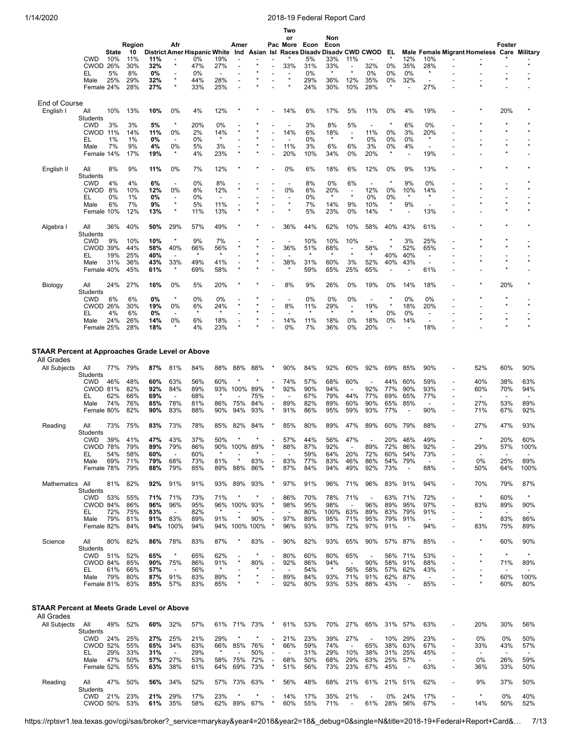| | | State | Region 10 | District | Afr Amer | Hispanic | White | Amer Ind | Asian | Pac Isl | Two or More Races | Econ Disadv | Non Econ Disadv | CWD | CWOD | EL | Male | Female | Migrant | Homeless | Foster Care | Military |
|---|---|---|---|---|---|---|---|---|---|---|---|---|---|---|---|---|---|---|---|---|---|---|
| | CWD | 10% | 11% | **11%** | - | 0% | 19% | - | - | - | * | 5% | 33% | 11% | - | * | 12% | 10% | - | - | * | - |
| | CWOD | 26% | 30% | **32%** | * | 47% | 27% | - | * | - | 33% | 31% | 33% | - | 32% | 0% | 35% | 28% | - | * | - | * |
| | EL | 5% | 8% | **0%** | - | 0% | - | - | * | - | - | 0% | * | * | 0% | 0% | 0% | * | - | - | - | - |
| | Male | 25% | 29% | **32%** | * | 44% | 28% | - | * | - | * | 29% | 36% | 12% | 35% | 0% | 32% | - | - | - | * | * |
| | Female | 24% | 28% | **27%** | * | 33% | 25% | - | * | - | * | 24% | 30% | 10% | 28% | * | - | 27% | - | * | - | - |
| **End of Course** | | | | | | | | | | | | | | | | | | | | | | |
| English I | All Students | 10% | 13% | **10%** | 0% | 4% | 12% | * | * | - | 14% | 6% | 17% | 5% | 11% | 0% | 4% | 19% | - | * | 20% | * |
| | CWD | 3% | 3% | **5%** | * | 20% | 0% | - | * | - | - | 3% | 8% | 5% | - | * | 6% | 0% | - | * | * | * |
| | CWOD | 11% | 14% | **11%** | 0% | 2% | 14% | * | * | - | 14% | 6% | 18% | - | 11% | 0% | 3% | 20% | - | * | * | * |
| | EL | 1% | 1% | **0%** | - | 0% | * | - | * | - | - | 0% | * | * | 0% | 0% | 0% | * | - | - | - | - |
| | Male | 7% | 9% | **4%** | 0% | 5% | 3% | - | * | - | 11% | 3% | 6% | 6% | 3% | 0% | 4% | - | - | * | * | * |
| | Female | 14% | 17% | **19%** | * | 4% | 23% | * | * | - | 20% | 10% | 34% | 0% | 20% | * | - | 19% | - | - | * | - |
| English II | All Students | 8% | 9% | **11%** | 0% | 7% | 12% | * | * | - | 0% | 6% | 18% | 6% | 12% | 0% | 9% | 13% | - | * | * | * |
| | CWD | 4% | 4% | **6%** | - | 0% | 8% | - | - | - | - | 8% | 0% | 6% | - | * | 9% | 0% | - | - | - | * |
| | CWOD | 8% | 10% | **12%** | 0% | 8% | 12% | * | * | - | 0% | 6% | 20% | - | 12% | 0% | 10% | 14% | - | * | * | * |
| | EL | 0% | 1% | **0%** | - | 0% | - | - | - | - | - | 0% | * | * | 0% | 0% | * | * | - | - | - | - |
| | Male | 6% | 7% | **9%** | * | 5% | 11% | - | * | - | * | 7% | 14% | 9% | 10% | * | 9% | - | - | * | * | * |
| | Female | 10% | 12% | **13%** | * | 11% | 13% | * | * | - | * | 5% | 23% | 0% | 14% | * | - | 13% | - | - | * | * |
| Algebra I | All Students | 36% | 40% | **50%** | 29% | 57% | 49% | * | * | - | 36% | 44% | 62% | 10% | 58% | 40% | 43% | 61% | - | * | * | * |
| | CWD | 9% | 10% | **10%** | * | 9% | 7% | - | * | - | - | 10% | 10% | 10% | - | * | 3% | 25% | - | * | * | - |
| | CWOD | 39% | 44% | **58%** | 40% | 66% | 56% | * | * | - | 36% | 51% | 68% | - | 58% | * | 52% | 65% | - | * | * | * |
| | EL | 19% | 25% | **40%** | - | * | * | - | * | - | - | * | * | * | * | 40% | 40% | - | - | - | - | - |
| | Male | 31% | 36% | **43%** | 33% | 49% | 41% | - | * | - | 38% | 31% | 60% | 3% | 52% | 40% | 43% | - | - | * | * | * |
| | Female | 40% | 45% | **61%** | * | 69% | 58% | * | * | - | * | 59% | 65% | 25% | 65% | - | - | 61% | - | - | * | - |
| Biology | All Students | 24% | 27% | **16%** | 0% | 5% | 20% | * | * | - | 8% | 9% | 26% | 0% | 19% | 0% | 14% | 18% | - | * | 20% | * |
| | CWD | 6% | 6% | **0%** | * | 0% | 0% | - | * | - | - | 0% | 0% | 0% | - | * | 0% | 0% | - | * | * | - |
| | CWOD | 26% | 30% | **19%** | 0% | 6% | 24% | * | * | - | 8% | 11% | 29% | - | 19% | * | 18% | 20% | - | * | * | * |
| | EL | 4% | 6% | **0%** | - | * | * | - | * | - | - | * | * | * | * | 0% | 0% | - | - | - | - | - |
| | Male | 24% | 26% | **14%** | 0% | 6% | 18% | - | * | - | 14% | 11% | 18% | 0% | 18% | 0% | 14% | - | - | * | * | * |
| | Female | 25% | 28% | **18%** | * | 4% | 23% | * | * | - | 0% | 7% | 36% | 0% | 20% | - | - | 18% | - | - | * | * |

## STAAR Percent at Approaches Grade Level or Above

All Grades

| | | State | Region 10 | District | Afr Amer | Hispanic | White | Amer Ind | Asian | Pac Isl | Two or More Races | Econ Disadv | Non Econ Disadv | CWD | CWOD | EL | Male | Female | Migrant | Homeless | Foster Care | Military |
|---|---|---|---|---|---|---|---|---|---|---|---|---|---|---|---|---|---|---|---|---|---|---|
| All Subjects | All Students | 77% | 79% | **87%** | 81% | 84% | 88% | 88% | 88% | * | 90% | 84% | 92% | 60% | 92% | 69% | 85% | 90% | - | 52% | 60% | 90% |
| | CWD | 46% | 48% | **60%** | 63% | 56% | 60% | * | * | - | 74% | 57% | 68% | 60% | - | 44% | 60% | 59% | - | 40% | 38% | 63% |
| | CWOD | 81% | 82% | **92%** | 84% | 89% | 93% | 100% | 89% | * | 92% | 90% | 94% | - | 92% | 77% | 90% | 93% | - | 60% | 70% | 94% |
| | EL | 62% | 66% | **69%** | - | 68% | * | - | 75% | - | - | 67% | 79% | 44% | 77% | 69% | 65% | 77% | - | - | - | - |
| | Male | 74% | 76% | **85%** | 78% | 81% | 86% | 75% | 84% | - | 89% | 82% | 89% | 60% | 90% | 65% | 85% | - | - | 27% | 53% | 89% |
| | Female | 80% | 82% | **90%** | 83% | 88% | 90% | 94% | 93% | * | 91% | 86% | 95% | 59% | 93% | 77% | - | 90% | - | 71% | 67% | 92% |
| Reading | All Students | 73% | 75% | **83%** | 73% | 78% | 85% | 82% | 84% | * | 85% | 80% | 89% | 47% | 89% | 60% | 79% | 88% | - | 27% | 47% | 93% |
| | CWD | 39% | 41% | **47%** | 43% | 37% | 50% | * | * | - | 57% | 44% | 56% | 47% | - | 20% | 46% | 49% | - | * | 20% | 60% |
| | CWOD | 78% | 79% | **89%** | 79% | 86% | 90% | 100% | 89% | * | 88% | 87% | 92% | - | 89% | 72% | 86% | 92% | - | 29% | 57% | 100% |
| | EL | 54% | 58% | **60%** | - | 60% | * | - | * | - | - | 59% | 64% | 20% | 72% | 60% | 54% | 73% | - | - | - | - |
| | Male | 69% | 71% | **79%** | 68% | 73% | 81% | * | 83% | - | 83% | 77% | 83% | 46% | 86% | 54% | 79% | - | - | 0% | 25% | 89% |
| | Female | 78% | 79% | **88%** | 79% | 85% | 89% | 88% | 86% | * | 87% | 84% | 94% | 49% | 92% | 73% | - | 88% | - | 50% | 64% | 100% |
| Mathematics | All Students | 81% | 82% | **92%** | 91% | 91% | 93% | 89% | 93% | * | 97% | 91% | 96% | 71% | 96% | 83% | 91% | 94% | - | 70% | 79% | 87% |
| | CWD | 53% | 55% | **71%** | 71% | 73% | 71% | * | * | - | 86% | 70% | 78% | 71% | - | 63% | 71% | 72% | - | * | 60% | * |
| | CWOD | 84% | 86% | **96%** | 96% | 95% | 96% | 100% | 93% | * | 98% | 95% | 98% | - | 96% | 89% | 95% | 97% | - | 83% | 89% | 90% |
| | EL | 72% | 75% | **83%** | - | 82% | * | - | * | - | - | 80% | 100% | 63% | 89% | 83% | 79% | 91% | - | - | - | - |
| | Male | 79% | 81% | **91%** | 83% | 89% | 91% | * | 90% | - | 97% | 89% | 95% | 71% | 95% | 79% | 91% | - | - | * | 83% | 86% |
| | Female | 82% | 84% | **94%** | 100% | 94% | 94% | 100% | 100% | * | 96% | 93% | 97% | 72% | 97% | 91% | - | 94% | - | 83% | 75% | 89% |
| Science | All Students | 80% | 82% | **86%** | 78% | 83% | 87% | * | 83% | - | 90% | 82% | 93% | 65% | 90% | 57% | 87% | 85% | - | * | 60% | 90% |
| | CWD | 51% | 52% | **65%** | * | 65% | 62% | - | - | - | 80% | 60% | 80% | 65% | - | 56% | 71% | 53% | - | * | * | * |
| | CWOD | 84% | 85% | **90%** | 75% | 86% | 91% | * | 80% | - | 92% | 86% | 94% | - | 90% | 58% | 91% | 88% | - | * | 71% | 89% |
| | EL | 61% | 66% | **57%** | - | 56% | * | - | * | - | - | 54% | * | 56% | 58% | 57% | 62% | 43% | - | - | - | - |
| | Male | 79% | 80% | **87%** | 91% | 83% | 89% | * | * | - | 89% | 84% | 93% | 71% | 91% | 62% | 87% | - | - | * | 60% | 100% |
| | Female | 81% | 83% | **85%** | 57% | 83% | 85% | * | * | - | 92% | 80% | 93% | 53% | 88% | 43% | - | 85% | - | * | 60% | 80% |

## STAAR Percent at Meets Grade Level or Above

All Grades

| | | State | Region 10 | District | Afr Amer | Hispanic | White | Amer Ind | Asian | Pac Isl | Two or More Races | Econ Disadv | Non Econ Disadv | CWD | CWOD | EL | Male | Female | Migrant | Homeless | Foster Care | Military |
|---|---|---|---|---|---|---|---|---|---|---|---|---|---|---|---|---|---|---|---|---|---|---|
| All Subjects | All Students | 49% | 52% | **60%** | 32% | 57% | 61% | 71% | 73% | * | 61% | 53% | 70% | 27% | 65% | 31% | 57% | 63% | - | 20% | 30% | 56% |
| | CWD | 24% | 25% | **27%** | 25% | 21% | 29% | * | * | - | 21% | 23% | 39% | 27% | - | 10% | 29% | 23% | - | 0% | 0% | 50% |
| | CWOD | 52% | 55% | **65%** | 34% | 63% | 66% | 85% | 76% | * | 66% | 59% | 74% | - | 65% | 38% | 63% | 67% | - | 33% | 43% | 57% |
| | EL | 29% | 33% | **31%** | - | 29% | * | - | 50% | - | - | 31% | 29% | 10% | 38% | 31% | 25% | 45% | - | - | - | - |
| | Male | 47% | 50% | **57%** | 27% | 53% | 58% | 75% | 72% | - | 68% | 50% | 68% | 29% | 63% | 25% | 57% | - | - | 0% | 26% | 59% |
| | Female | 52% | 55% | **63%** | 38% | 61% | 64% | 69% | 73% | * | 51% | 56% | 73% | 23% | 67% | 45% | - | 63% | - | 36% | 33% | 50% |
| Reading | All Students | 47% | 50% | **56%** | 34% | 52% | 57% | 73% | 63% | * | 56% | 48% | 68% | 21% | 61% | 21% | 51% | 62% | - | 9% | 37% | 50% |
| | CWD | 21% | 23% | **21%** | 29% | 17% | 23% | * | * | - | 14% | 17% | 35% | 21% | - | 0% | 24% | 17% | - | * | 0% | 40% |
| | CWOD | 50% | 53% | **61%** | 35% | 58% | 62% | 89% | 67% | * | 60% | 55% | 71% | - | 61% | 28% | 56% | 67% | - | 14% | 50% | 52% |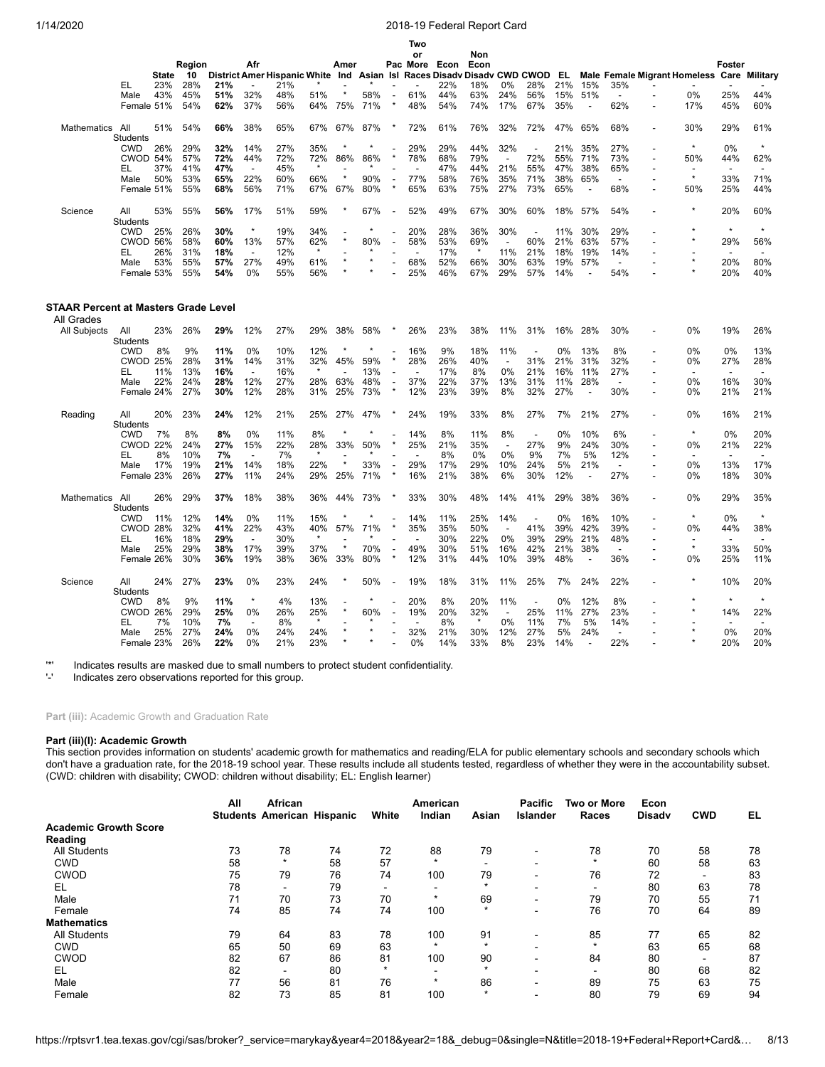| | | State | Region 10 | District | Afr Amer | Hispanic | White | Amer Ind | Asian | Pac Isl | Two or More Races | Econ Disadv | Non Econ Disadv | CWD | CWOD | EL | Male | Female | Migrant | Homeless | Foster Care | Military |
|---|---|---|---|---|---|---|---|---|---|---|---|---|---|---|---|---|---|---|---|---|---|---|
| | EL | 23% | 28% | **21%** | - | 21% | * | - | * | - | - | 22% | 18% | 0% | 28% | 21% | 15% | 35% | - | - | - | - |
| | Male | 43% | 45% | **51%** | 32% | 48% | 51% | * | 58% | - | 61% | 44% | 63% | 24% | 56% | 15% | 51% | - | - | 0% | 25% | 44% |
| | Female | 51% | 54% | **62%** | 37% | 56% | 64% | 75% | 71% | * | 48% | 54% | 74% | 17% | 67% | 35% | - | 62% | - | 17% | 45% | 60% |
| Mathematics | All Students | 51% | 54% | **66%** | 38% | 65% | 67% | 67% | 87% | * | 72% | 61% | 76% | 32% | 72% | 47% | 65% | 68% | - | 30% | 29% | 61% |
| | CWD | 26% | 29% | **32%** | 14% | 27% | 35% | * | * | - | 29% | 29% | 44% | 32% | - | 21% | 35% | 27% | - | * | 0% | * |
| | CWOD | 54% | 57% | **72%** | 44% | 72% | 72% | 86% | 86% | * | 78% | 68% | 79% | - | 72% | 55% | 71% | 73% | - | 50% | 44% | 62% |
| | EL | 37% | 41% | **47%** | - | 45% | * | - | * | - | - | 47% | 44% | 21% | 55% | 47% | 38% | 65% | - | - | - | - |
| | Male | 50% | 53% | **65%** | 22% | 60% | 66% | * | 90% | - | 77% | 58% | 76% | 35% | 71% | 38% | 65% | - | - | * | 33% | 71% |
| | Female | 51% | 55% | **68%** | 56% | 71% | 67% | 67% | 80% | * | 65% | 63% | 75% | 27% | 73% | 65% | - | 68% | - | 50% | 25% | 44% |
| Science | All Students | 53% | 55% | **56%** | 17% | 51% | 59% | * | 67% | - | 52% | 49% | 67% | 30% | 60% | 18% | 57% | 54% | - | * | 20% | 60% |
| | CWD | 25% | 26% | **30%** | * | 19% | 34% | - | * | - | 20% | 28% | 36% | 30% | - | 11% | 30% | 29% | - | * | * | * |
| | CWOD | 56% | 58% | **60%** | 13% | 57% | 62% | * | 80% | - | 58% | 53% | 69% | - | 60% | 21% | 63% | 57% | - | * | 29% | 56% |
| | EL | 26% | 31% | **18%** | - | 12% | * | - | * | - | - | 17% | * | 11% | 21% | 18% | 19% | 14% | - | - | - | - |
| | Male | 53% | 55% | **57%** | 27% | 49% | 61% | * | * | - | 68% | 52% | 66% | 30% | 63% | 19% | 57% | - | - | * | 20% | 80% |
| | Female | 53% | 55% | **54%** | 0% | 55% | 56% | * | * | - | 25% | 46% | 67% | 29% | 57% | 14% | - | 54% | - | * | 20% | 40% |

**STAAR Percent at Masters Grade Level**

All Grades

| | | State | Region 10 | District | Afr Amer | Hispanic | White | Amer Ind | Asian | Pac Isl | Two or More Races | Econ Disadv | Non Econ Disadv | CWD | CWOD | EL | Male | Female | Migrant | Homeless | Foster Care | Military |
|---|---|---|---|---|---|---|---|---|---|---|---|---|---|---|---|---|---|---|---|---|---|---|
| All Subjects | All Students | 23% | 26% | **29%** | 12% | 27% | 29% | 38% | 58% | * | 26% | 23% | 38% | 11% | 31% | 16% | 28% | 30% | - | 0% | 19% | 26% |
| | CWD | 8% | 9% | **11%** | 0% | 10% | 12% | * | * | - | 16% | 9% | 18% | 11% | - | 0% | 13% | 8% | - | 0% | 0% | 13% |
| | CWOD | 25% | 28% | **31%** | 14% | 31% | 32% | 45% | 59% | * | 28% | 26% | 40% | - | 31% | 21% | 31% | 32% | - | 0% | 27% | 28% |
| | EL | 11% | 13% | **16%** | - | 16% | * | - | 13% | - | - | 17% | 8% | 0% | 21% | 16% | 11% | 27% | - | - | - | - |
| | Male | 22% | 24% | **28%** | 12% | 27% | 28% | 63% | 48% | - | 37% | 22% | 37% | 13% | 31% | 11% | 28% | - | - | 0% | 16% | 30% |
| | Female | 24% | 27% | **30%** | 12% | 28% | 31% | 25% | 73% | * | 12% | 23% | 39% | 8% | 32% | 27% | - | 30% | - | 0% | 21% | 21% |
| Reading | All Students | 20% | 23% | **24%** | 12% | 21% | 25% | 27% | 47% | * | 24% | 19% | 33% | 8% | 27% | 7% | 21% | 27% | - | 0% | 16% | 21% |
| | CWD | 7% | 8% | **8%** | 0% | 11% | 8% | * | * | - | 14% | 8% | 11% | 8% | - | 0% | 10% | 6% | - | * | 0% | 20% |
| | CWOD | 22% | 24% | **27%** | 15% | 22% | 28% | 33% | 50% | * | 25% | 21% | 35% | - | 27% | 9% | 24% | 30% | - | 0% | 21% | 22% |
| | EL | 8% | 10% | **7%** | - | 7% | * | - | * | - | - | 8% | 0% | 0% | 9% | 7% | 5% | 12% | - | - | - | - |
| | Male | 17% | 19% | **21%** | 14% | 18% | 22% | * | 33% | - | 29% | 17% | 29% | 10% | 24% | 5% | 21% | - | - | 0% | 13% | 17% |
| | Female | 23% | 26% | **27%** | 11% | 24% | 29% | 25% | 71% | * | 16% | 21% | 38% | 6% | 30% | 12% | - | 27% | - | 0% | 18% | 30% |
| Mathematics | All Students | 26% | 29% | **37%** | 18% | 38% | 36% | 44% | 73% | * | 33% | 30% | 48% | 14% | 41% | 29% | 38% | 36% | - | 0% | 29% | 35% |
| | CWD | 11% | 12% | **14%** | 0% | 11% | 15% | * | * | - | 14% | 11% | 25% | 14% | - | 0% | 16% | 10% | - | * | 0% | * |
| | CWOD | 28% | 32% | **41%** | 22% | 43% | 40% | 57% | 71% | * | 35% | 35% | 50% | - | 41% | 39% | 42% | 39% | - | 0% | 44% | 38% |
| | EL | 16% | 18% | **29%** | - | 30% | * | - | * | - | - | 30% | 22% | 0% | 39% | 29% | 21% | 48% | - | - | - | - |
| | Male | 25% | 29% | **38%** | 17% | 39% | 37% | * | 70% | - | 49% | 30% | 51% | 16% | 42% | 21% | 38% | - | - | * | 33% | 50% |
| | Female | 26% | 30% | **36%** | 19% | 38% | 36% | 33% | 80% | * | 12% | 31% | 44% | 10% | 39% | 48% | - | 36% | - | 0% | 25% | 11% |
| Science | All Students | 24% | 27% | **23%** | 0% | 23% | 24% | * | 50% | - | 19% | 18% | 31% | 11% | 25% | 7% | 24% | 22% | - | * | 10% | 20% |
| | CWD | 8% | 9% | **11%** | * | 4% | 13% | - | * | - | 20% | 8% | 20% | 11% | - | 0% | 12% | 8% | - | * | * | * |
| | CWOD | 26% | 29% | **25%** | 0% | 26% | 25% | * | 60% | - | 19% | 20% | 32% | - | 25% | 11% | 27% | 23% | - | * | 14% | 22% |
| | EL | 7% | 10% | **7%** | - | 8% | * | - | * | - | - | 8% | * | 0% | 11% | 7% | 5% | 14% | - | - | - | - |
| | Male | 25% | 27% | **24%** | 0% | 24% | 24% | * | * | - | 32% | 21% | 30% | 12% | 27% | 5% | 24% | - | - | * | 0% | 20% |
| | Female | 23% | 26% | **22%** | 0% | 21% | 23% | * | * | - | 0% | 14% | 33% | 8% | 23% | 14% | - | 22% | - | * | 20% | 20% |

'*' Indicates results are masked due to small numbers to protect student confidentiality.
'-' Indicates zero observations reported for this group.

**Part (iii):** Academic Growth and Graduation Rate

**Part (iii)(I): Academic Growth**

This section provides information on students' academic growth for mathematics and reading/ELA for public elementary schools and secondary schools which don't have a graduation rate, for the 2018-19 school year. These results include all students tested, regardless of whether they were in the accountability subset. (CWD: children with disability; CWOD: children without disability; EL: English learner)

| | All Students | African American | Hispanic | White | American Indian | Asian | Pacific Islander | Two or More Races | Econ Disadv | CWD | EL |
|---|---|---|---|---|---|---|---|---|---|---|---|
| **Academic Growth Score** | | | | | | | | | | | |
| **Reading** | | | | | | | | | | | |
| All Students | 73 | 78 | 74 | 72 | 88 | 79 | - | 78 | 70 | 58 | 78 |
| CWD | 58 | * | 58 | 57 | * | - | - | * | 60 | 58 | 63 |
| CWOD | 75 | 79 | 76 | 74 | 100 | 79 | - | 76 | 72 | - | 83 |
| EL | 78 | - | 79 | - | - | * | - | - | 80 | 63 | 78 |
| Male | 71 | 70 | 73 | 70 | * | 69 | - | 79 | 70 | 55 | 71 |
| Female | 74 | 85 | 74 | 74 | 100 | * | - | 76 | 70 | 64 | 89 |
| **Mathematics** | | | | | | | | | | | |
| All Students | 79 | 64 | 83 | 78 | 100 | 91 | - | 85 | 77 | 65 | 82 |
| CWD | 65 | 50 | 69 | 63 | * | * | - | * | 63 | 65 | 68 |
| CWOD | 82 | 67 | 86 | 81 | 100 | 90 | - | 84 | 80 | - | 87 |
| EL | 82 | - | 80 | * | - | * | - | - | 80 | 68 | 82 |
| Male | 77 | 56 | 81 | 76 | * | 86 | - | 89 | 75 | 63 | 75 |
| Female | 82 | 73 | 85 | 81 | 100 | * | - | 80 | 79 | 69 | 94 |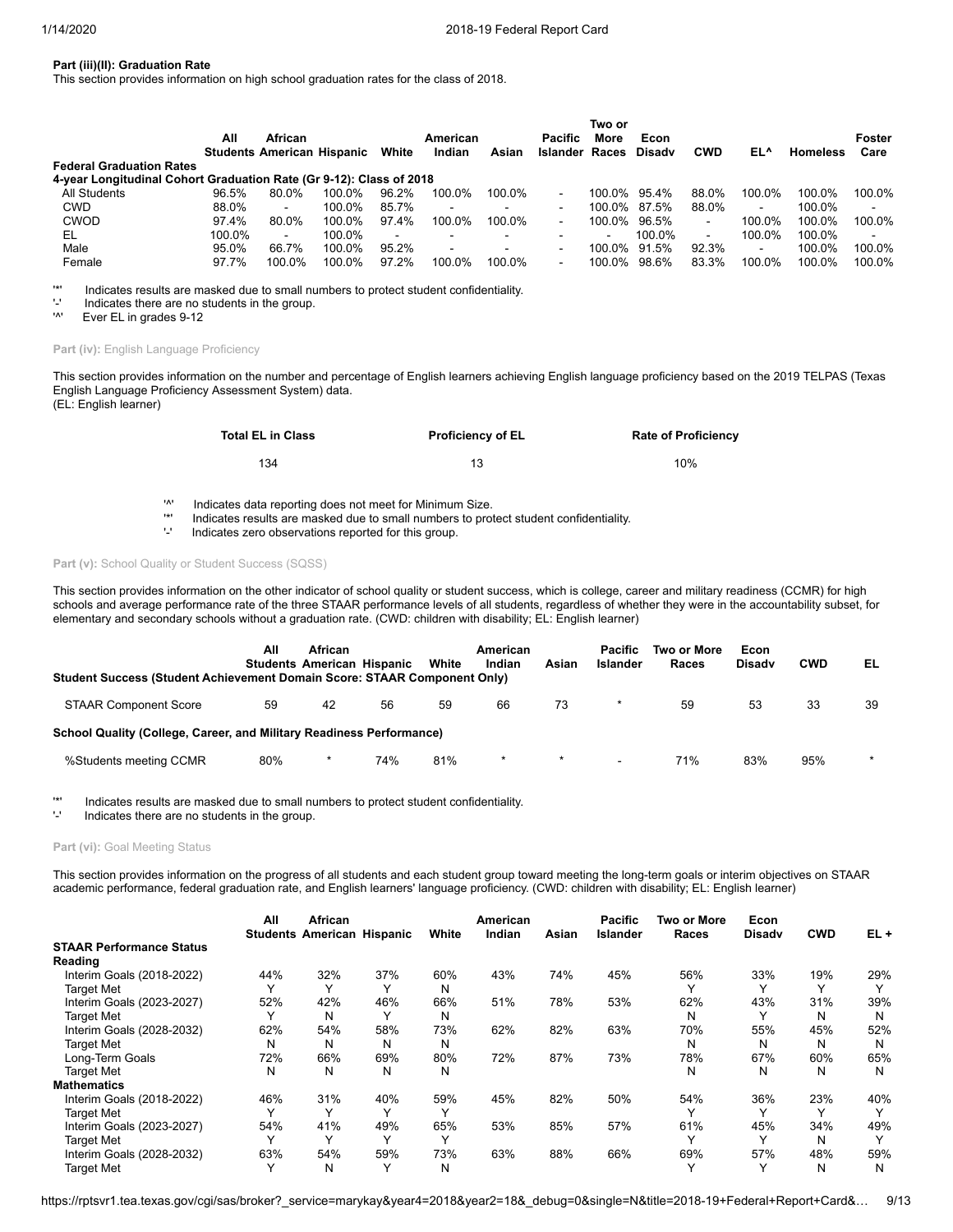### Part (iii)(II): Graduation Rate

This section provides information on high school graduation rates for the class of 2018.

| | All Students | African American | Hispanic | White | American Indian | Asian | Pacific Islander | Two or More Races | Econ Disadv | CWD | EL^ | Homeless | Foster Care |
|---|---|---|---|---|---|---|---|---|---|---|---|---|---|
| **Federal Graduation Rates** | | | | | | | | | | | | | |
| **4-year Longitudinal Cohort Graduation Rate (Gr 9-12): Class of 2018** | | | | | | | | | | | | | |
| All Students | 96.5% | 80.0% | 100.0% | 96.2% | 100.0% | 100.0% | - | 100.0% | 95.4% | 88.0% | 100.0% | 100.0% | 100.0% |
| CWD | 88.0% | - | 100.0% | 85.7% | - | - | - | 100.0% | 87.5% | 88.0% | - | 100.0% | - |
| CWOD | 97.4% | 80.0% | 100.0% | 97.4% | 100.0% | 100.0% | - | 100.0% | 96.5% | - | 100.0% | 100.0% | 100.0% |
| EL | 100.0% | - | 100.0% | - | - | - | - | - | 100.0% | - | 100.0% | 100.0% | - |
| Male | 95.0% | 66.7% | 100.0% | 95.2% | - | - | - | 100.0% | 91.5% | 92.3% | - | 100.0% | 100.0% |
| Female | 97.7% | 100.0% | 100.0% | 97.2% | 100.0% | 100.0% | - | 100.0% | 98.6% | 83.3% | 100.0% | 100.0% | 100.0% |

'*' Indicates results are masked due to small numbers to protect student confidentiality.
'-' Indicates there are no students in the group.
'^' Ever EL in grades 9-12

### Part (iv): English Language Proficiency

This section provides information on the number and percentage of English learners achieving English language proficiency based on the 2019 TELPAS (Texas English Language Proficiency Assessment System) data.
(EL: English learner)

| Total EL in Class | Proficiency of EL | Rate of Proficiency |
|---|---|---|
| 134 | 13 | 10% |

'^' Indicates data reporting does not meet for Minimum Size.
'*' Indicates results are masked due to small numbers to protect student confidentiality.
'-' Indicates zero observations reported for this group.

### Part (v): School Quality or Student Success (SQSS)

This section provides information on the other indicator of school quality or student success, which is college, career and military readiness (CCMR) for high schools and average performance rate of the three STAAR performance levels of all students, regardless of whether they were in the accountability subset, for elementary and secondary schools without a graduation rate. (CWD: children with disability; EL: English learner)

| | All Students | African American | Hispanic | White | American Indian | Asian | Pacific Islander | Two or More Races | Econ Disadv | CWD | EL |
|---|---|---|---|---|---|---|---|---|---|---|---|
| **Student Success (Student Achievement Domain Score: STAAR Component Only)** | | | | | | | | | | | |
| STAAR Component Score | 59 | 42 | 56 | 59 | 66 | 73 | * | 59 | 53 | 33 | 39 |
| **School Quality (College, Career, and Military Readiness Performance)** | | | | | | | | | | | |
| %Students meeting CCMR | 80% | * | 74% | 81% | * | * | - | 71% | 83% | 95% | * |

'*' Indicates results are masked due to small numbers to protect student confidentiality.
'-' Indicates there are no students in the group.

### Part (vi): Goal Meeting Status

This section provides information on the progress of all students and each student group toward meeting the long-term goals or interim objectives on STAAR academic performance, federal graduation rate, and English learners' language proficiency. (CWD: children with disability; EL: English learner)

| | All Students | African American | Hispanic | White | American Indian | Asian | Pacific Islander | Two or More Races | Econ Disadv | CWD | EL + |
|---|---|---|---|---|---|---|---|---|---|---|---|
| **STAAR Performance Status** | | | | | | | | | | | |
| **Reading** | | | | | | | | | | | |
| Interim Goals (2018-2022) | 44% | 32% | 37% | 60% | 43% | 74% | 45% | 56% | 33% | 19% | 29% |
| Target Met | Y | Y | Y | N | | | | Y | Y | Y | Y |
| Interim Goals (2023-2027) | 52% | 42% | 46% | 66% | 51% | 78% | 53% | 62% | 43% | 31% | 39% |
| Target Met | Y | N | Y | N | | | | N | Y | N | N |
| Interim Goals (2028-2032) | 62% | 54% | 58% | 73% | 62% | 82% | 63% | 70% | 55% | 45% | 52% |
| Target Met | N | N | N | N | | | | N | N | N | N |
| Long-Term Goals | 72% | 66% | 69% | 80% | 72% | 87% | 73% | 78% | 67% | 60% | 65% |
| Target Met | N | N | N | N | | | | N | N | N | N |
| **Mathematics** | | | | | | | | | | | |
| Interim Goals (2018-2022) | 46% | 31% | 40% | 59% | 45% | 82% | 50% | 54% | 36% | 23% | 40% |
| Target Met | Y | Y | Y | Y | | | | Y | Y | Y | Y |
| Interim Goals (2023-2027) | 54% | 41% | 49% | 65% | 53% | 85% | 57% | 61% | 45% | 34% | 49% |
| Target Met | Y | Y | Y | Y | | | | Y | Y | N | Y |
| Interim Goals (2028-2032) | 63% | 54% | 59% | 73% | 63% | 88% | 66% | 69% | 57% | 48% | 59% |
| Target Met | Y | N | Y | N | | | | Y | Y | N | N |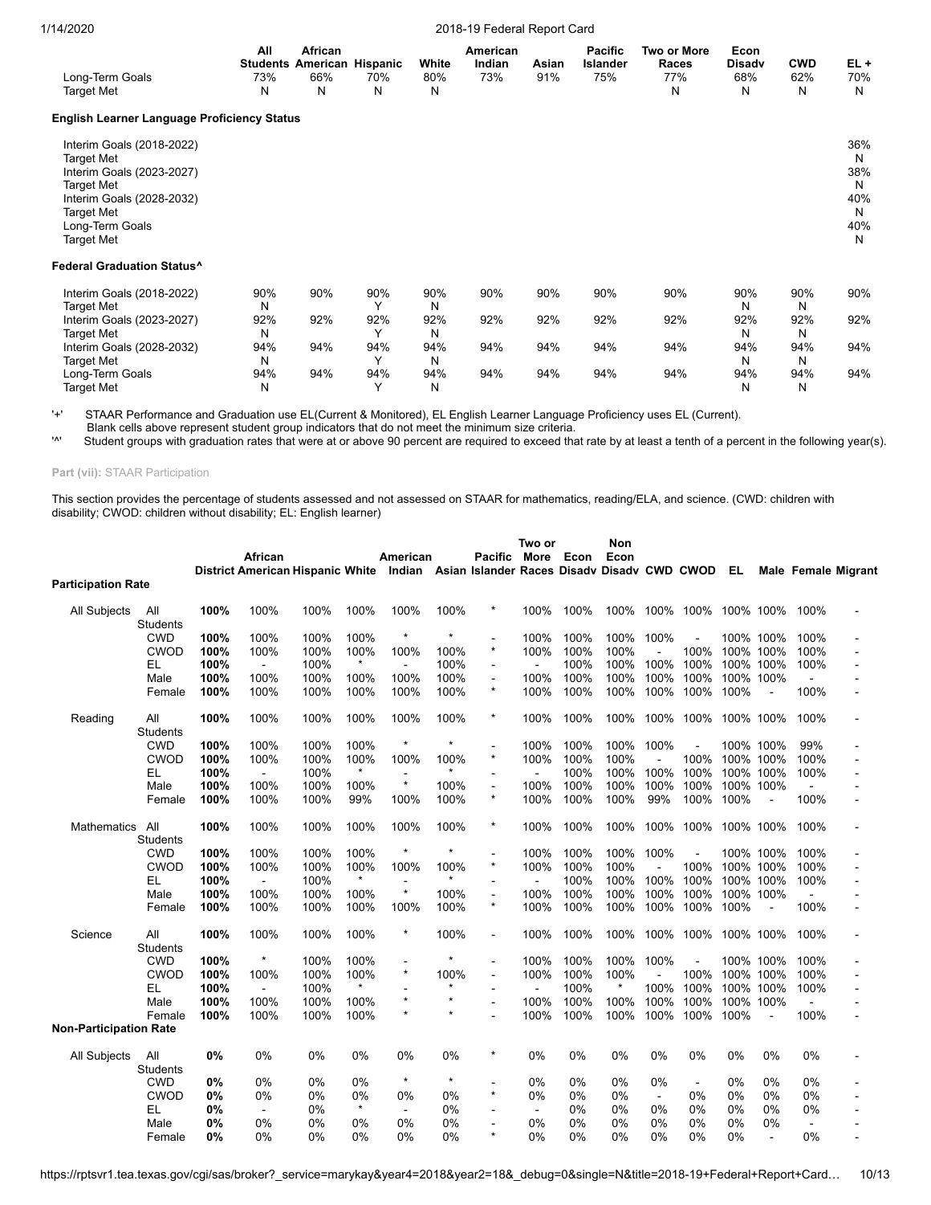| | All Students | African American | Hispanic | White | American Indian | Asian | Pacific Islander | Two or More Races | Econ Disadv | CWD | EL + |
|---|---|---|---|---|---|---|---|---|---|---|---|
| Long-Term Goals | 73% | 66% | 70% | 80% | 73% | 91% | 75% | 77% | 68% | 62% | 70% |
| Target Met | N | N | N | N | | | | N | N | N | N |
| **English Learner Language Proficiency Status** | | | | | | | | | | | |
| Interim Goals (2018-2022) | | | | | | | | | | | 36% |
| Target Met | | | | | | | | | | | N |
| Interim Goals (2023-2027) | | | | | | | | | | | 38% |
| Target Met | | | | | | | | | | | N |
| Interim Goals (2028-2032) | | | | | | | | | | | 40% |
| Target Met | | | | | | | | | | | N |
| Long-Term Goals | | | | | | | | | | | 40% |
| Target Met | | | | | | | | | | | N |
| **Federal Graduation Status^** | | | | | | | | | | | |
| Interim Goals (2018-2022) | 90% | 90% | 90% | 90% | 90% | 90% | 90% | 90% | 90% | 90% | 90% |
| Target Met | N | | Y | N | | | | | N | N | |
| Interim Goals (2023-2027) | 92% | 92% | 92% | 92% | 92% | 92% | 92% | 92% | 92% | 92% | 92% |
| Target Met | N | | Y | N | | | | | N | N | |
| Interim Goals (2028-2032) | 94% | 94% | 94% | 94% | 94% | 94% | 94% | 94% | 94% | 94% | 94% |
| Target Met | N | | Y | N | | | | | N | N | |
| Long-Term Goals | 94% | 94% | 94% | 94% | 94% | 94% | 94% | 94% | 94% | 94% | 94% |
| Target Met | N | | Y | N | | | | | N | N | |

'+' STAAR Performance and Graduation use EL(Current & Monitored), EL English Learner Language Proficiency uses EL (Current).
Blank cells above represent student group indicators that do not meet the minimum size criteria.
'^' Student groups with graduation rates that were at or above 90 percent are required to exceed that rate by at least a tenth of a percent in the following year(s).

**Part (vii):** STAAR Participation

This section provides the percentage of students assessed and not assessed on STAAR for mathematics, reading/ELA, and science. (CWD: children with disability; CWOD: children without disability; EL: English learner)

| | | District | African American | Hispanic | White | American Indian | Asian | Pacific Islander | Two or More Races | Econ Disadv | Non Econ Disadv | CWD | CWOD | EL | Male | Female | Migrant |
|---|---|---|---|---|---|---|---|---|---|---|---|---|---|---|---|---|---|
| **Participation Rate** | | | | | | | | | | | | | | | | | |
| All Subjects | All Students | **100%** | 100% | 100% | 100% | 100% | 100% | * | 100% | 100% | 100% | 100% | 100% | 100% | 100% | 100% | - |
| | CWD | **100%** | 100% | 100% | 100% | * | * | - | 100% | 100% | 100% | 100% | - | 100% | 100% | 100% | - |
| | CWOD | **100%** | 100% | 100% | 100% | 100% | 100% | * | 100% | 100% | 100% | - | 100% | 100% | 100% | 100% | - |
| | EL | **100%** | - | 100% | * | - | 100% | - | - | 100% | 100% | 100% | 100% | 100% | 100% | 100% | - |
| | Male | **100%** | 100% | 100% | 100% | 100% | 100% | - | 100% | 100% | 100% | 100% | 100% | 100% | 100% | - | - |
| | Female | **100%** | 100% | 100% | 100% | 100% | 100% | * | 100% | 100% | 100% | 100% | 100% | 100% | - | 100% | - |
| Reading | All Students | **100%** | 100% | 100% | 100% | 100% | 100% | * | 100% | 100% | 100% | 100% | 100% | 100% | 100% | 100% | - |
| | CWD | **100%** | 100% | 100% | 100% | * | * | - | 100% | 100% | 100% | 100% | - | 100% | 100% | 99% | - |
| | CWOD | **100%** | 100% | 100% | 100% | 100% | 100% | * | 100% | 100% | 100% | - | 100% | 100% | 100% | 100% | - |
| | EL | **100%** | - | 100% | * | - | * | - | - | 100% | 100% | 100% | 100% | 100% | 100% | 100% | - |
| | Male | **100%** | 100% | 100% | 100% | * | 100% | - | 100% | 100% | 100% | 100% | 100% | 100% | 100% | - | - |
| | Female | **100%** | 100% | 100% | 99% | 100% | 100% | * | 100% | 100% | 100% | 99% | 100% | 100% | - | 100% | - |
| Mathematics | All Students | **100%** | 100% | 100% | 100% | 100% | 100% | * | 100% | 100% | 100% | 100% | 100% | 100% | 100% | 100% | - |
| | CWD | **100%** | 100% | 100% | 100% | * | * | - | 100% | 100% | 100% | 100% | - | 100% | 100% | 100% | - |
| | CWOD | **100%** | 100% | 100% | 100% | 100% | 100% | * | 100% | 100% | 100% | - | 100% | 100% | 100% | 100% | - |
| | EL | **100%** | - | 100% | * | - | * | - | - | 100% | 100% | 100% | 100% | 100% | 100% | 100% | - |
| | Male | **100%** | 100% | 100% | 100% | * | 100% | - | 100% | 100% | 100% | 100% | 100% | 100% | 100% | - | - |
| | Female | **100%** | 100% | 100% | 100% | 100% | 100% | * | 100% | 100% | 100% | 100% | 100% | 100% | - | 100% | - |
| Science | All Students | **100%** | 100% | 100% | 100% | * | 100% | - | 100% | 100% | 100% | 100% | 100% | 100% | 100% | 100% | - |
| | CWD | **100%** | * | 100% | 100% | - | * | - | 100% | 100% | 100% | 100% | - | 100% | 100% | 100% | - |
| | CWOD | **100%** | 100% | 100% | 100% | * | 100% | - | 100% | 100% | 100% | - | 100% | 100% | 100% | 100% | - |
| | EL | **100%** | - | 100% | * | - | * | - | - | 100% | * | 100% | 100% | 100% | 100% | 100% | - |
| | Male | **100%** | 100% | 100% | 100% | * | * | - | 100% | 100% | 100% | 100% | 100% | 100% | 100% | - | - |
| | Female | **100%** | 100% | 100% | 100% | * | * | - | 100% | 100% | 100% | 100% | 100% | 100% | - | 100% | - |
| **Non-Participation Rate** | | | | | | | | | | | | | | | | | |
| All Subjects | All Students | **0%** | 0% | 0% | 0% | 0% | 0% | * | 0% | 0% | 0% | 0% | 0% | 0% | 0% | 0% | - |
| | CWD | **0%** | 0% | 0% | 0% | * | * | - | 0% | 0% | 0% | 0% | - | 0% | 0% | 0% | - |
| | CWOD | **0%** | 0% | 0% | 0% | 0% | 0% | * | 0% | 0% | 0% | - | 0% | 0% | 0% | 0% | - |
| | EL | **0%** | - | 0% | * | - | 0% | - | - | 0% | 0% | 0% | 0% | 0% | 0% | 0% | - |
| | Male | **0%** | 0% | 0% | 0% | 0% | 0% | - | 0% | 0% | 0% | 0% | 0% | 0% | 0% | - | - |
| | Female | **0%** | 0% | 0% | 0% | 0% | 0% | * | 0% | 0% | 0% | 0% | 0% | 0% | - | 0% | - |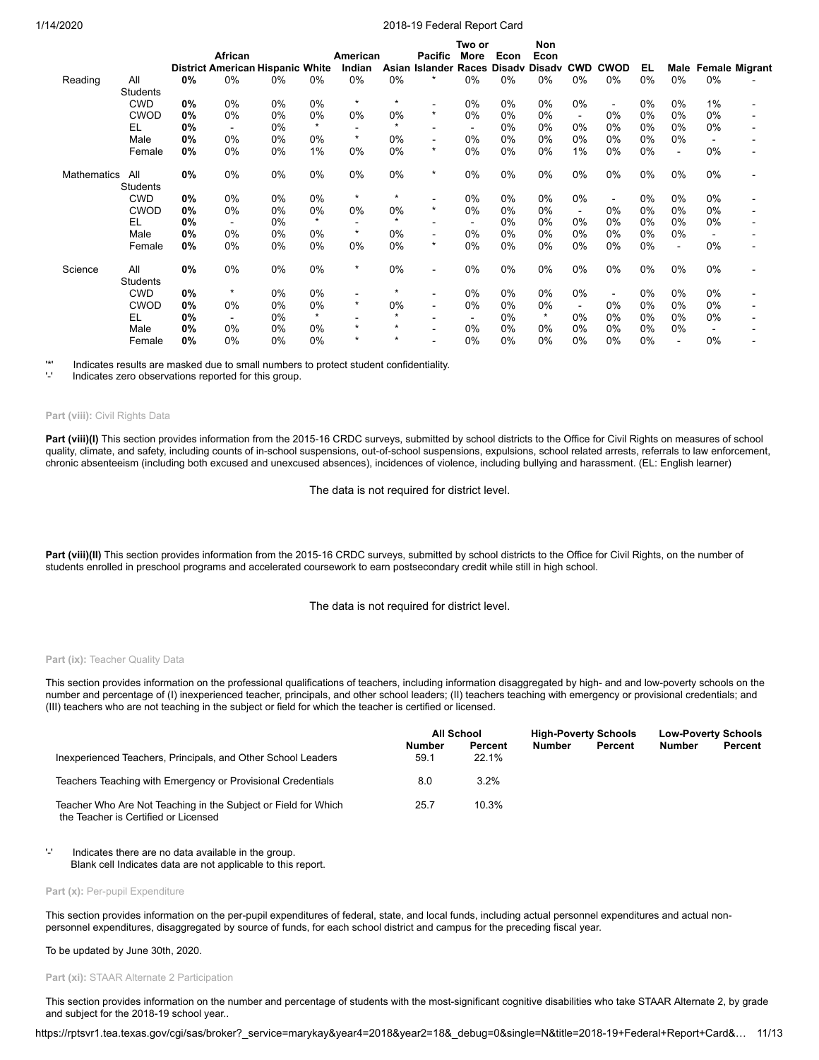| | | District | African American | Hispanic | White | American Indian | Asian | Pacific Islander | Two or More Races | Econ Disadv | Non Econ Disadv | CWD | CWOD | EL | Male | Female | Migrant |
|---|---|---|---|---|---|---|---|---|---|---|---|---|---|---|---|---|---|
| Reading | All Students | **0%** | 0% | 0% | 0% | 0% | 0% | * | 0% | 0% | 0% | 0% | 0% | 0% | 0% | 0% | - |
| | CWD | **0%** | 0% | 0% | 0% | * | * | - | 0% | 0% | 0% | 0% | - | 0% | 0% | 1% | - |
| | CWOD | **0%** | 0% | 0% | 0% | 0% | 0% | * | 0% | 0% | 0% | - | 0% | 0% | 0% | 0% | - |
| | EL | **0%** | - | 0% | * | - | * | - | - | 0% | 0% | 0% | 0% | 0% | 0% | 0% | - |
| | Male | **0%** | 0% | 0% | 0% | * | 0% | - | 0% | 0% | 0% | 0% | 0% | 0% | 0% | - | - |
| | Female | **0%** | 0% | 0% | 1% | 0% | 0% | * | 0% | 0% | 0% | 1% | 0% | 0% | - | 0% | - |
| Mathematics | All Students | **0%** | 0% | 0% | 0% | 0% | 0% | * | 0% | 0% | 0% | 0% | 0% | 0% | 0% | 0% | - |
| | CWD | **0%** | 0% | 0% | 0% | * | * | - | 0% | 0% | 0% | 0% | - | 0% | 0% | 0% | - |
| | CWOD | **0%** | 0% | 0% | 0% | 0% | 0% | * | 0% | 0% | 0% | - | 0% | 0% | 0% | 0% | - |
| | EL | **0%** | - | 0% | * | - | * | - | - | 0% | 0% | 0% | 0% | 0% | 0% | 0% | - |
| | Male | **0%** | 0% | 0% | 0% | * | 0% | - | 0% | 0% | 0% | 0% | 0% | 0% | 0% | - | - |
| | Female | **0%** | 0% | 0% | 0% | 0% | 0% | * | 0% | 0% | 0% | 0% | 0% | 0% | - | 0% | - |
| Science | All Students | **0%** | 0% | 0% | 0% | * | 0% | - | 0% | 0% | 0% | 0% | 0% | 0% | 0% | 0% | - |
| | CWD | **0%** | * | 0% | 0% | - | * | - | 0% | 0% | 0% | 0% | - | 0% | 0% | 0% | - |
| | CWOD | **0%** | 0% | 0% | 0% | * | 0% | - | 0% | 0% | 0% | - | 0% | 0% | 0% | 0% | - |
| | EL | **0%** | - | 0% | * | - | * | - | - | 0% | * | 0% | 0% | 0% | 0% | 0% | - |
| | Male | **0%** | 0% | 0% | 0% | * | * | - | 0% | 0% | 0% | 0% | 0% | 0% | 0% | - | - |
| | Female | **0%** | 0% | 0% | 0% | * | * | - | 0% | 0% | 0% | 0% | 0% | 0% | - | 0% | - |

'*' Indicates results are masked due to small numbers to protect student confidentiality.
'-' Indicates zero observations reported for this group.

#### Part (viii): Civil Rights Data

**Part (viii)(I)** This section provides information from the 2015-16 CRDC surveys, submitted by school districts to the Office for Civil Rights on measures of school quality, climate, and safety, including counts of in-school suspensions, out-of-school suspensions, expulsions, school related arrests, referrals to law enforcement, chronic absenteeism (including both excused and unexcused absences), incidences of violence, including bullying and harassment. (EL: English learner)

The data is not required for district level.

**Part (viii)(II)** This section provides information from the 2015-16 CRDC surveys, submitted by school districts to the Office for Civil Rights, on the number of students enrolled in preschool programs and accelerated coursework to earn postsecondary credit while still in high school.

The data is not required for district level.

#### Part (ix): Teacher Quality Data

This section provides information on the professional qualifications of teachers, including information disaggregated by high- and and low-poverty schools on the number and percentage of (I) inexperienced teacher, principals, and other school leaders; (II) teachers teaching with emergency or provisional credentials; and (III) teachers who are not teaching in the subject or field for which the teacher is certified or licensed.

| | All School | | High-Poverty Schools | | Low-Poverty Schools | |
|---|---|---|---|---|---|---|
| | Number | Percent | Number | Percent | Number | Percent |
| Inexperienced Teachers, Principals, and Other School Leaders | 59.1 | 22.1% | | | | |
| Teachers Teaching with Emergency or Provisional Credentials | 8.0 | 3.2% | | | | |
| Teacher Who Are Not Teaching in the Subject or Field for Which the Teacher is Certified or Licensed | 25.7 | 10.3% | | | | |

'-' Indicates there are no data available in the group.
Blank cell Indicates data are not applicable to this report.

#### Part (x): Per-pupil Expenditure

This section provides information on the per-pupil expenditures of federal, state, and local funds, including actual personnel expenditures and actual non-personnel expenditures, disaggregated by source of funds, for each school district and campus for the preceding fiscal year.

To be updated by June 30th, 2020.

#### Part (xi): STAAR Alternate 2 Participation

This section provides information on the number and percentage of students with the most-significant cognitive disabilities who take STAAR Alternate 2, by grade and subject for the 2018-19 school year..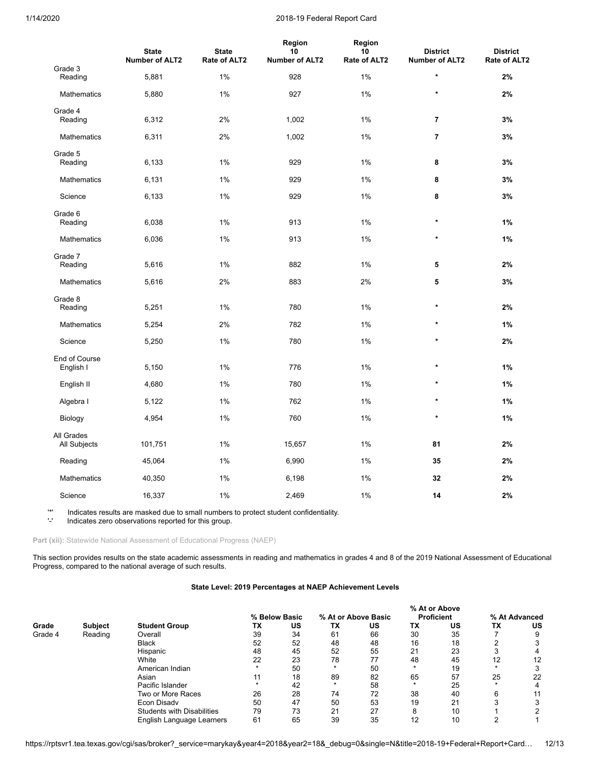| | State Number of ALT2 | State Rate of ALT2 | Region 10 Number of ALT2 | Region 10 Rate of ALT2 | District Number of ALT2 | District Rate of ALT2 |
|---|---|---|---|---|---|---|
| Grade 3 | | | | | | |
| Reading | 5,881 | 1% | 928 | 1% | * | **2%** |
| Mathematics | 5,880 | 1% | 927 | 1% | * | **2%** |
| Grade 4 | | | | | | |
| Reading | 6,312 | 2% | 1,002 | 1% | **7** | **3%** |
| Mathematics | 6,311 | 2% | 1,002 | 1% | **7** | **3%** |
| Grade 5 | | | | | | |
| Reading | 6,133 | 1% | 929 | 1% | **8** | **3%** |
| Mathematics | 6,131 | 1% | 929 | 1% | **8** | **3%** |
| Science | 6,133 | 1% | 929 | 1% | **8** | **3%** |
| Grade 6 | | | | | | |
| Reading | 6,038 | 1% | 913 | 1% | * | **1%** |
| Mathematics | 6,036 | 1% | 913 | 1% | * | **1%** |
| Grade 7 | | | | | | |
| Reading | 5,616 | 1% | 882 | 1% | **5** | **2%** |
| Mathematics | 5,616 | 2% | 883 | 2% | **5** | **3%** |
| Grade 8 | | | | | | |
| Reading | 5,251 | 1% | 780 | 1% | * | **2%** |
| Mathematics | 5,254 | 2% | 782 | 1% | * | **1%** |
| Science | 5,250 | 1% | 780 | 1% | * | **2%** |
| End of Course | | | | | | |
| English I | 5,150 | 1% | 776 | 1% | * | **1%** |
| English II | 4,680 | 1% | 780 | 1% | * | **1%** |
| Algebra I | 5,122 | 1% | 762 | 1% | * | **1%** |
| Biology | 4,954 | 1% | 760 | 1% | * | **1%** |
| All Grades | | | | | | |
| All Subjects | 101,751 | 1% | 15,657 | 1% | **81** | **2%** |
| Reading | 45,064 | 1% | 6,990 | 1% | **35** | **2%** |
| Mathematics | 40,350 | 1% | 6,198 | 1% | **32** | **2%** |
| Science | 16,337 | 1% | 2,469 | 1% | **14** | **2%** |

'*' Indicates results are masked due to small numbers to protect student confidentiality.
'-' Indicates zero observations reported for this group.

**Part (xii):** Statewide National Assessment of Educational Progress (NAEP)

This section provides results on the state academic assessments in reading and mathematics in grades 4 and 8 of the 2019 National Assessment of Educational Progress, compared to the national average of such results.

### State Level: 2019 Percentages at NAEP Achievement Levels

| | | | % Below Basic | | % At or Above Basic | | % At or Above Proficient | | % At Advanced | |
|---|---|---|---|---|---|---|---|---|---|---|
| Grade | Subject | Student Group | TX | US | TX | US | TX | US | TX | US |
| Grade 4 | Reading | Overall | 39 | 34 | 61 | 66 | 30 | 35 | 7 | 9 |
| | | Black | 52 | 52 | 48 | 48 | 16 | 18 | 2 | 3 |
| | | Hispanic | 48 | 45 | 52 | 55 | 21 | 23 | 3 | 4 |
| | | White | 22 | 23 | 78 | 77 | 48 | 45 | 12 | 12 |
| | | American Indian | * | 50 | * | 50 | * | 19 | * | 3 |
| | | Asian | 11 | 18 | 89 | 82 | 65 | 57 | 25 | 22 |
| | | Pacific Islander | * | 42 | * | 58 | * | 25 | * | 4 |
| | | Two or More Races | 26 | 28 | 74 | 72 | 38 | 40 | 6 | 11 |
| | | Econ Disadv | 50 | 47 | 50 | 53 | 19 | 21 | 3 | 3 |
| | | Students with Disabilities | 79 | 73 | 21 | 27 | 8 | 10 | 1 | 2 |
| | | English Language Learners | 61 | 65 | 39 | 35 | 12 | 10 | 2 | 1 |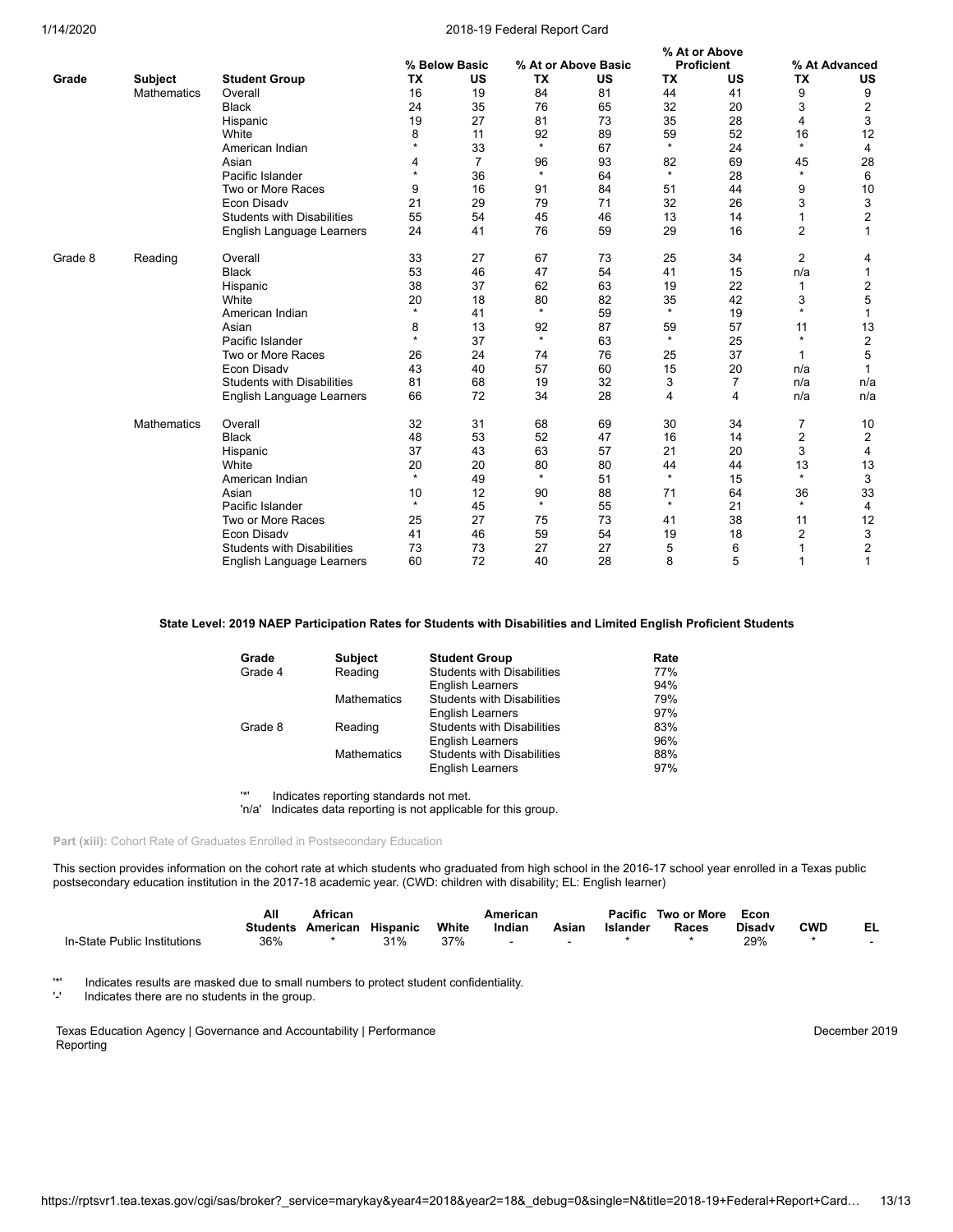| | | | % Below Basic | | % At or Above Basic | | % At or Above Proficient | | % At Advanced | |
|---|---|---|---|---|---|---|---|---|---|---|
| Grade | Subject | Student Group | TX | US | TX | US | TX | US | TX | US |
| | Mathematics | Overall | 16 | 19 | 84 | 81 | 44 | 41 | 9 | 9 |
| | | Black | 24 | 35 | 76 | 65 | 32 | 20 | 3 | 2 |
| | | Hispanic | 19 | 27 | 81 | 73 | 35 | 28 | 4 | 3 |
| | | White | 8 | 11 | 92 | 89 | 59 | 52 | 16 | 12 |
| | | American Indian | * | 33 | * | 67 | * | 24 | * | 4 |
| | | Asian | 4 | 7 | 96 | 93 | 82 | 69 | 45 | 28 |
| | | Pacific Islander | * | 36 | * | 64 | * | 28 | * | 6 |
| | | Two or More Races | 9 | 16 | 91 | 84 | 51 | 44 | 9 | 10 |
| | | Econ Disadv | 21 | 29 | 79 | 71 | 32 | 26 | 3 | 3 |
| | | Students with Disabilities | 55 | 54 | 45 | 46 | 13 | 14 | 1 | 2 |
| | | English Language Learners | 24 | 41 | 76 | 59 | 29 | 16 | 2 | 1 |
| Grade 8 | Reading | Overall | 33 | 27 | 67 | 73 | 25 | 34 | 2 | 4 |
| | | Black | 53 | 46 | 47 | 54 | 41 | 15 | n/a | 1 |
| | | Hispanic | 38 | 37 | 62 | 63 | 19 | 22 | 1 | 2 |
| | | White | 20 | 18 | 80 | 82 | 35 | 42 | 3 | 5 |
| | | American Indian | * | 41 | * | 59 | * | 19 | * | 1 |
| | | Asian | 8 | 13 | 92 | 87 | 59 | 57 | 11 | 13 |
| | | Pacific Islander | * | 37 | * | 63 | * | 25 | * | 2 |
| | | Two or More Races | 26 | 24 | 74 | 76 | 25 | 37 | 1 | 5 |
| | | Econ Disadv | 43 | 40 | 57 | 60 | 15 | 20 | n/a | 1 |
| | | Students with Disabilities | 81 | 68 | 19 | 32 | 3 | 7 | n/a | n/a |
| | | English Language Learners | 66 | 72 | 34 | 28 | 4 | 4 | n/a | n/a |
| | Mathematics | Overall | 32 | 31 | 68 | 69 | 30 | 34 | 7 | 10 |
| | | Black | 48 | 53 | 52 | 47 | 16 | 14 | 2 | 2 |
| | | Hispanic | 37 | 43 | 63 | 57 | 21 | 20 | 3 | 4 |
| | | White | 20 | 20 | 80 | 80 | 44 | 44 | 13 | 13 |
| | | American Indian | * | 49 | * | 51 | * | 15 | * | 3 |
| | | Asian | 10 | 12 | 90 | 88 | 71 | 64 | 36 | 33 |
| | | Pacific Islander | * | 45 | * | 55 | * | 21 | * | 4 |
| | | Two or More Races | 25 | 27 | 75 | 73 | 41 | 38 | 11 | 12 |
| | | Econ Disadv | 41 | 46 | 59 | 54 | 19 | 18 | 2 | 3 |
| | | Students with Disabilities | 73 | 73 | 27 | 27 | 5 | 6 | 1 | 2 |
| | | English Language Learners | 60 | 72 | 40 | 28 | 8 | 5 | 1 | 1 |

**State Level: 2019 NAEP Participation Rates for Students with Disabilities and Limited English Proficient Students**

| Grade | Subject | Student Group | Rate |
|---|---|---|---|
| Grade 4 | Reading | Students with Disabilities | 77% |
| | | English Learners | 94% |
| | Mathematics | Students with Disabilities | 79% |
| | | English Learners | 97% |
| Grade 8 | Reading | Students with Disabilities | 83% |
| | | English Learners | 96% |
| | Mathematics | Students with Disabilities | 88% |
| | | English Learners | 97% |

'*' Indicates reporting standards not met.
'n/a' Indicates data reporting is not applicable for this group.

**Part (xiii):** Cohort Rate of Graduates Enrolled in Postsecondary Education

This section provides information on the cohort rate at which students who graduated from high school in the 2016-17 school year enrolled in a Texas public postsecondary education institution in the 2017-18 academic year. (CWD: children with disability; EL: English learner)

| | All Students | African American | Hispanic | White | American Indian | Asian | Pacific Islander | Two or More Races | Econ Disadv | CWD | EL |
|---|---|---|---|---|---|---|---|---|---|---|---|
| In-State Public Institutions | 36% | * | 31% | 37% | - | - | * | * | 29% | * | - |

'*' Indicates results are masked due to small numbers to protect student confidentiality.
'-' Indicates there are no students in the group.

Texas Education Agency | Governance and Accountability | Performance Reporting

December 2019